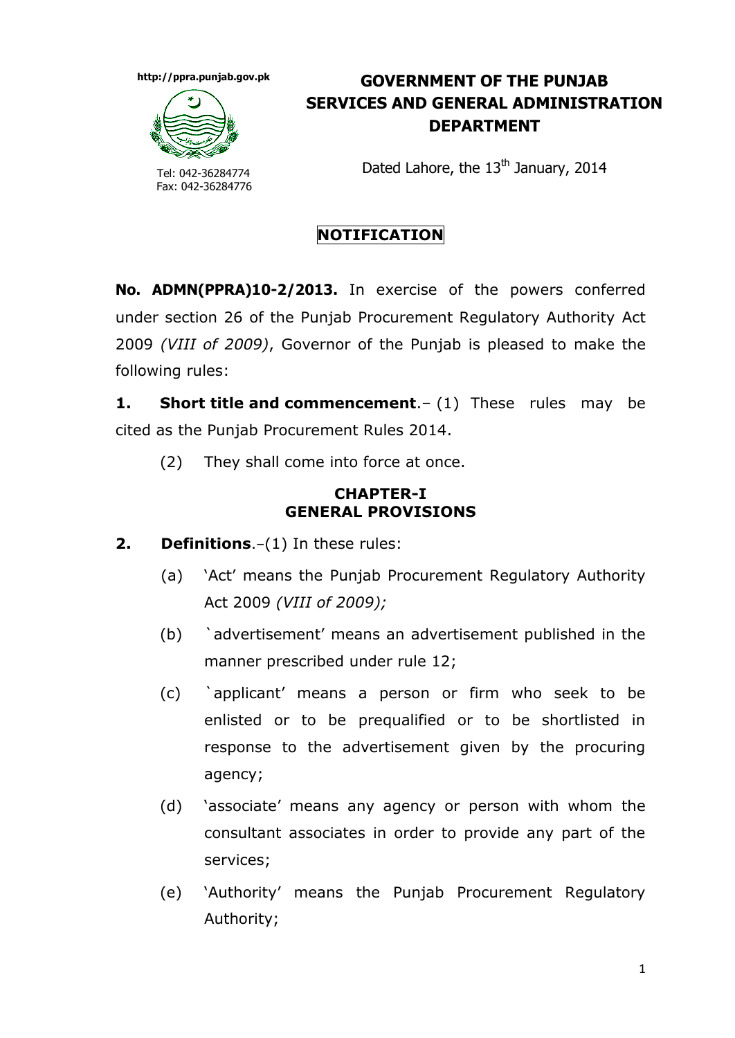http://ppra.punjab.gov.pk

Tel: 042-36284774
Fax: 042-36284776

# GOVERNMENT OF THE PUNJAB SERVICES AND GENERAL ADMINISTRATION DEPARTMENT

Dated Lahore, the 13th January, 2014

## NOTIFICATION

**No. ADMN(PPRA)10-2/2013.** In exercise of the powers conferred under section 26 of the Punjab Procurement Regulatory Authority Act 2009 *(VIII of 2009)*, Governor of the Punjab is pleased to make the following rules:

**1. Short title and commencement**.– (1) These rules may be cited as the Punjab Procurement Rules 2014.

(2) They shall come into force at once.

## CHAPTER-I
## GENERAL PROVISIONS

**2. Definitions**.–(1) In these rules:

(a) 'Act' means the Punjab Procurement Regulatory Authority Act 2009 *(VIII of 2009);*

(b) `advertisement' means an advertisement published in the manner prescribed under rule 12;

(c) `applicant' means a person or firm who seek to be enlisted or to be prequalified or to be shortlisted in response to the advertisement given by the procuring agency;

(d) 'associate' means any agency or person with whom the consultant associates in order to provide any part of the services;

(e) 'Authority' means the Punjab Procurement Regulatory Authority;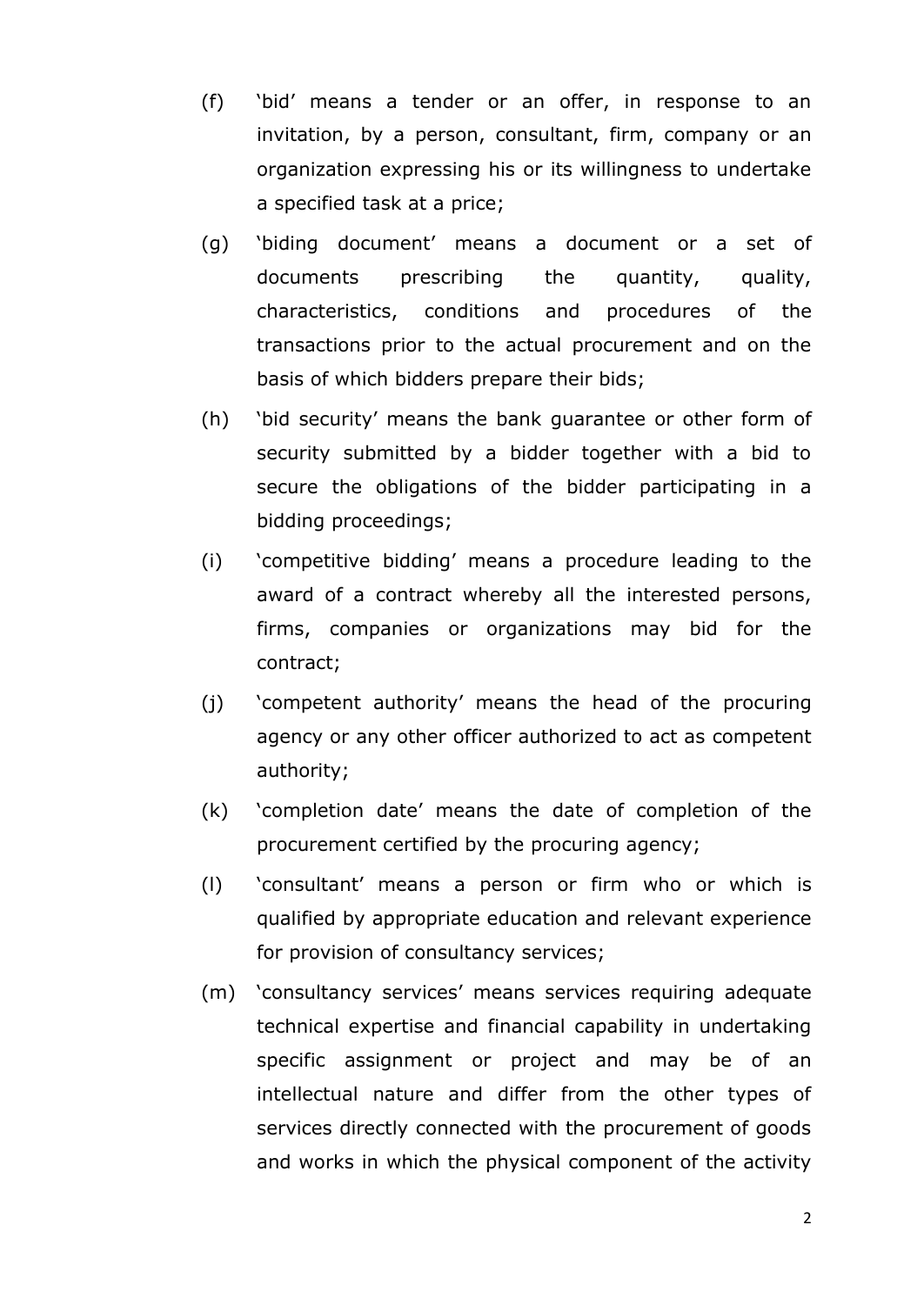(f) 'bid' means a tender or an offer, in response to an invitation, by a person, consultant, firm, company or an organization expressing his or its willingness to undertake a specified task at a price;

(g) 'biding document' means a document or a set of documents prescribing the quantity, quality, characteristics, conditions and procedures of the transactions prior to the actual procurement and on the basis of which bidders prepare their bids;

(h) 'bid security' means the bank guarantee or other form of security submitted by a bidder together with a bid to secure the obligations of the bidder participating in a bidding proceedings;

(i) 'competitive bidding' means a procedure leading to the award of a contract whereby all the interested persons, firms, companies or organizations may bid for the contract;

(j) 'competent authority' means the head of the procuring agency or any other officer authorized to act as competent authority;

(k) 'completion date' means the date of completion of the procurement certified by the procuring agency;

(l) 'consultant' means a person or firm who or which is qualified by appropriate education and relevant experience for provision of consultancy services;

(m) 'consultancy services' means services requiring adequate technical expertise and financial capability in undertaking specific assignment or project and may be of an intellectual nature and differ from the other types of services directly connected with the procurement of goods and works in which the physical component of the activity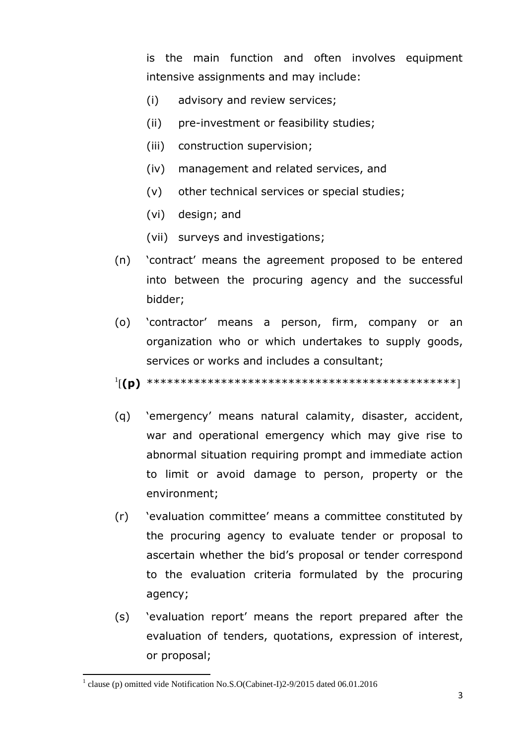is the main function and often involves equipment intensive assignments and may include:

(i) advisory and review services;

(ii) pre-investment or feasibility studies;

(iii) construction supervision;

(iv) management and related services, and

(v) other technical services or special studies;

(vi) design; and

(vii) surveys and investigations;

(n) 'contract' means the agreement proposed to be entered into between the procuring agency and the successful bidder;

(o) 'contractor' means a person, firm, company or an organization who or which undertakes to supply goods, services or works and includes a consultant;

[1][**(p)** *********************************************]

(q) 'emergency' means natural calamity, disaster, accident, war and operational emergency which may give rise to abnormal situation requiring prompt and immediate action to limit or avoid damage to person, property or the environment;

(r) 'evaluation committee' means a committee constituted by the procuring agency to evaluate tender or proposal to ascertain whether the bid's proposal or tender correspond to the evaluation criteria formulated by the procuring agency;

(s) 'evaluation report' means the report prepared after the evaluation of tenders, quotations, expression of interest, or proposal;

---

[1] clause (p) omitted vide Notification No.S.O(Cabinet-I)2-9/2015 dated 06.01.2016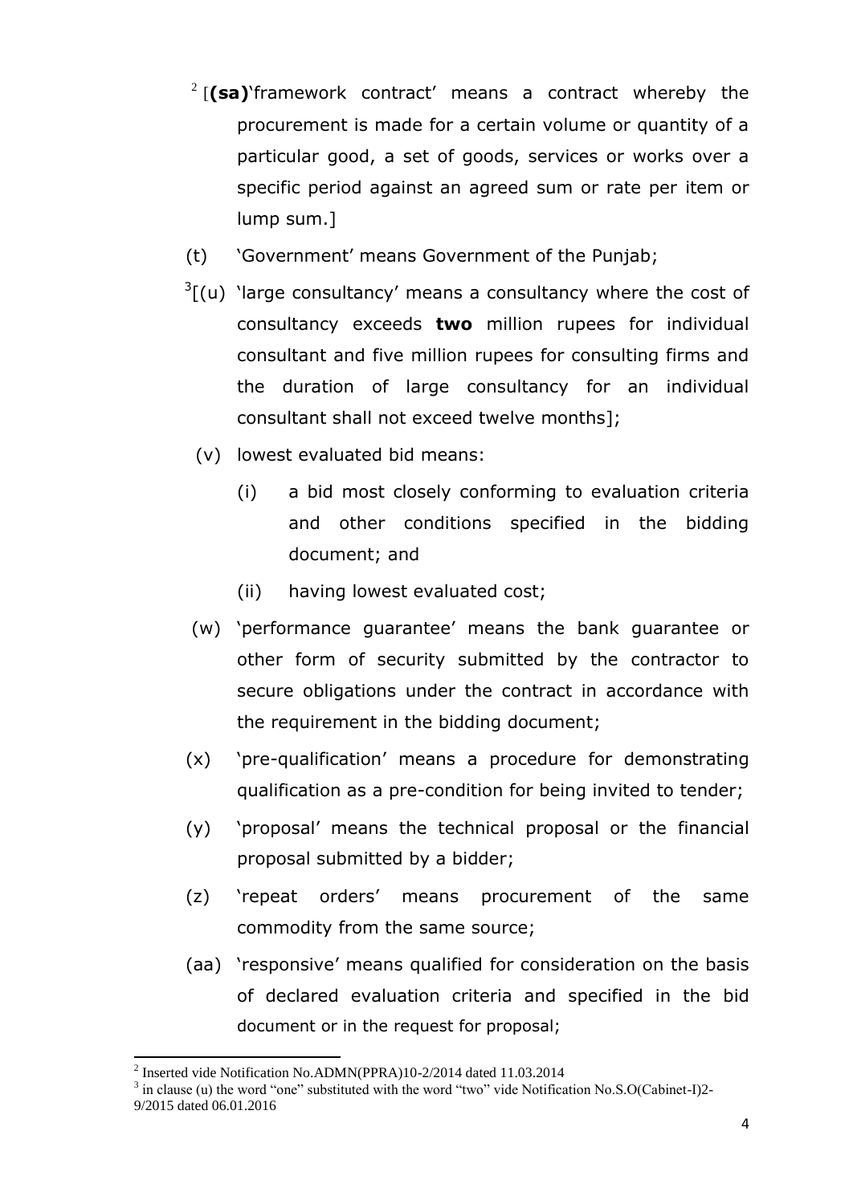[2] [**(sa)**'framework contract' means a contract whereby the procurement is made for a certain volume or quantity of a particular good, a set of goods, services or works over a specific period against an agreed sum or rate per item or lump sum.]

(t) 'Government' means Government of the Punjab;

[3][(u) 'large consultancy' means a consultancy where the cost of consultancy exceeds **two** million rupees for individual consultant and five million rupees for consulting firms and the duration of large consultancy for an individual consultant shall not exceed twelve months];

(v) lowest evaluated bid means:

(i) a bid most closely conforming to evaluation criteria and other conditions specified in the bidding document; and

(ii) having lowest evaluated cost;

(w) 'performance guarantee' means the bank guarantee or other form of security submitted by the contractor to secure obligations under the contract in accordance with the requirement in the bidding document;

(x) 'pre-qualification' means a procedure for demonstrating qualification as a pre-condition for being invited to tender;

(y) 'proposal' means the technical proposal or the financial proposal submitted by a bidder;

(z) 'repeat orders' means procurement of the same commodity from the same source;

(aa) 'responsive' means qualified for consideration on the basis of declared evaluation criteria and specified in the bid document or in the request for proposal;

---

[2] Inserted vide Notification No.ADMN(PPRA)10-2/2014 dated 11.03.2014

[3] in clause (u) the word "one" substituted with the word "two" vide Notification No.S.O(Cabinet-I)2-9/2015 dated 06.01.2016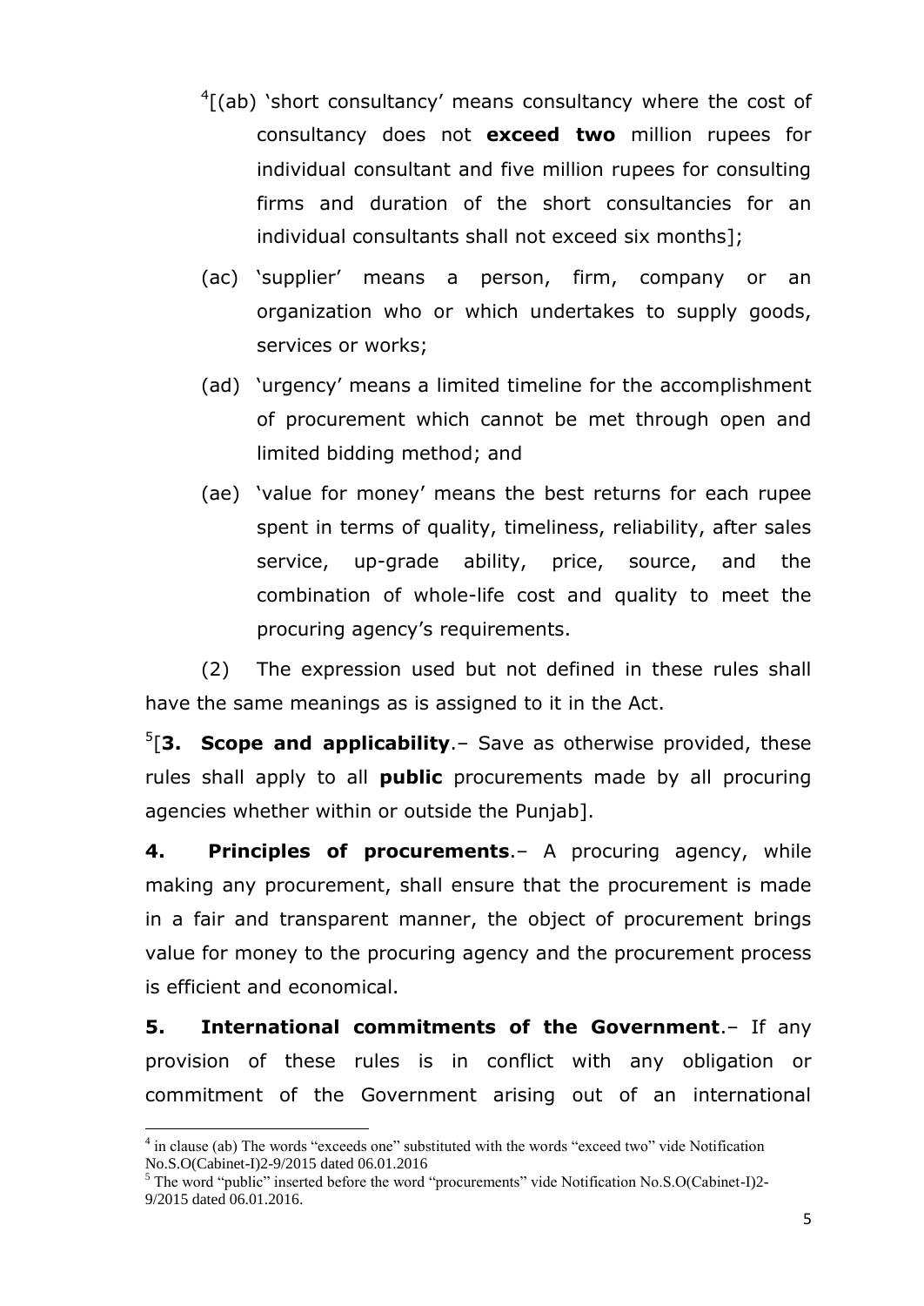[4][(ab) 'short consultancy' means consultancy where the cost of consultancy does not **exceed two** million rupees for individual consultant and five million rupees for consulting firms and duration of the short consultancies for an individual consultants shall not exceed six months];

(ac) 'supplier' means a person, firm, company or an organization who or which undertakes to supply goods, services or works;

(ad) 'urgency' means a limited timeline for the accomplishment of procurement which cannot be met through open and limited bidding method; and

(ae) 'value for money' means the best returns for each rupee spent in terms of quality, timeliness, reliability, after sales service, up-grade ability, price, source, and the combination of whole-life cost and quality to meet the procuring agency's requirements.

(2) The expression used but not defined in these rules shall have the same meanings as is assigned to it in the Act.

[5][**3. Scope and applicability**.– Save as otherwise provided, these rules shall apply to all **public** procurements made by all procuring agencies whether within or outside the Punjab].

**4. Principles of procurements**.– A procuring agency, while making any procurement, shall ensure that the procurement is made in a fair and transparent manner, the object of procurement brings value for money to the procuring agency and the procurement process is efficient and economical.

**5. International commitments of the Government**.– If any provision of these rules is in conflict with any obligation or commitment of the Government arising out of an international

---

[4] in clause (ab) The words "exceeds one" substituted with the words "exceed two" vide Notification No.S.O(Cabinet-I)2-9/2015 dated 06.01.2016

[5] The word "public" inserted before the word "procurements" vide Notification No.S.O(Cabinet-I)2-9/2015 dated 06.01.2016.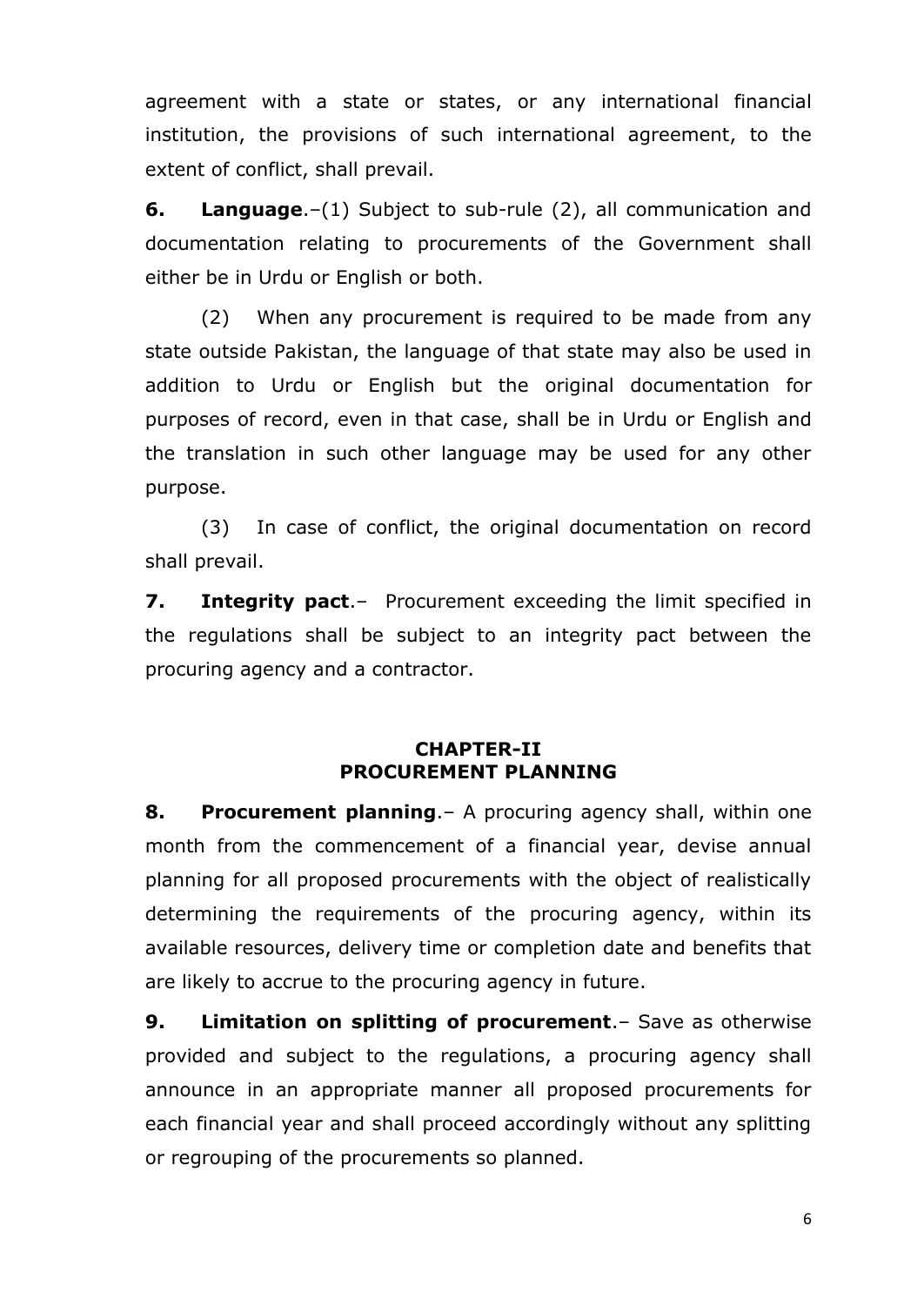agreement with a state or states, or any international financial institution, the provisions of such international agreement, to the extent of conflict, shall prevail.

**6. Language**.–(1) Subject to sub-rule (2), all communication and documentation relating to procurements of the Government shall either be in Urdu or English or both.

(2) When any procurement is required to be made from any state outside Pakistan, the language of that state may also be used in addition to Urdu or English but the original documentation for purposes of record, even in that case, shall be in Urdu or English and the translation in such other language may be used for any other purpose.

(3) In case of conflict, the original documentation on record shall prevail.

**7. Integrity pact**.– Procurement exceeding the limit specified in the regulations shall be subject to an integrity pact between the procuring agency and a contractor.

## CHAPTER-II
## PROCUREMENT PLANNING

**8. Procurement planning**.– A procuring agency shall, within one month from the commencement of a financial year, devise annual planning for all proposed procurements with the object of realistically determining the requirements of the procuring agency, within its available resources, delivery time or completion date and benefits that are likely to accrue to the procuring agency in future.

**9. Limitation on splitting of procurement**.– Save as otherwise provided and subject to the regulations, a procuring agency shall announce in an appropriate manner all proposed procurements for each financial year and shall proceed accordingly without any splitting or regrouping of the procurements so planned.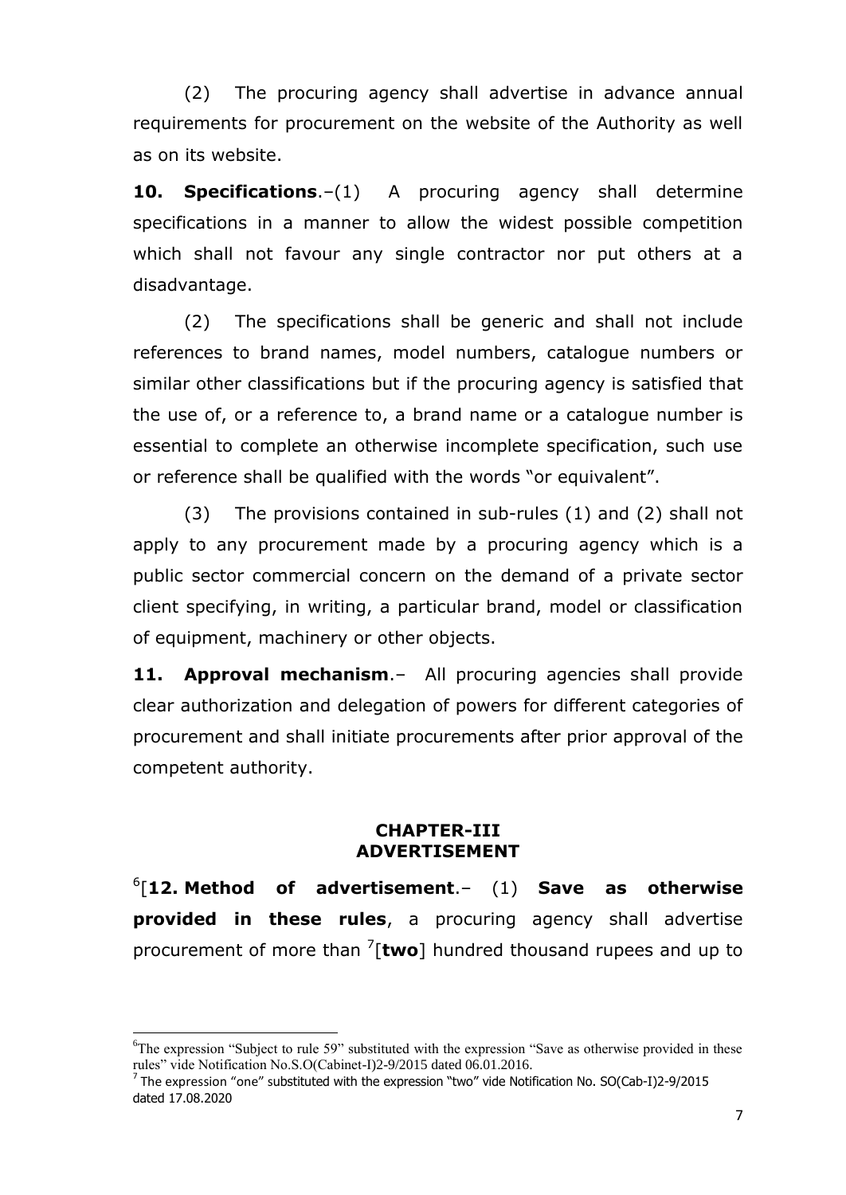(2) The procuring agency shall advertise in advance annual requirements for procurement on the website of the Authority as well as on its website.

**10. Specifications**.–(1) A procuring agency shall determine specifications in a manner to allow the widest possible competition which shall not favour any single contractor nor put others at a disadvantage.

(2) The specifications shall be generic and shall not include references to brand names, model numbers, catalogue numbers or similar other classifications but if the procuring agency is satisfied that the use of, or a reference to, a brand name or a catalogue number is essential to complete an otherwise incomplete specification, such use or reference shall be qualified with the words "or equivalent".

(3) The provisions contained in sub-rules (1) and (2) shall not apply to any procurement made by a procuring agency which is a public sector commercial concern on the demand of a private sector client specifying, in writing, a particular brand, model or classification of equipment, machinery or other objects.

**11. Approval mechanism**.– All procuring agencies shall provide clear authorization and delegation of powers for different categories of procurement and shall initiate procurements after prior approval of the competent authority.

## CHAPTER-III
## ADVERTISEMENT

[6][**12. Method of advertisement**.– (1) **Save as otherwise provided in these rules**, a procuring agency shall advertise procurement of more than [7][**two**] hundred thousand rupees and up to

---

[6] The expression "Subject to rule 59" substituted with the expression "Save as otherwise provided in these rules" vide Notification No.S.O(Cabinet-I)2-9/2015 dated 06.01.2016.

[7] The expression "one" substituted with the expression "two" vide Notification No. SO(Cab-I)2-9/2015 dated 17.08.2020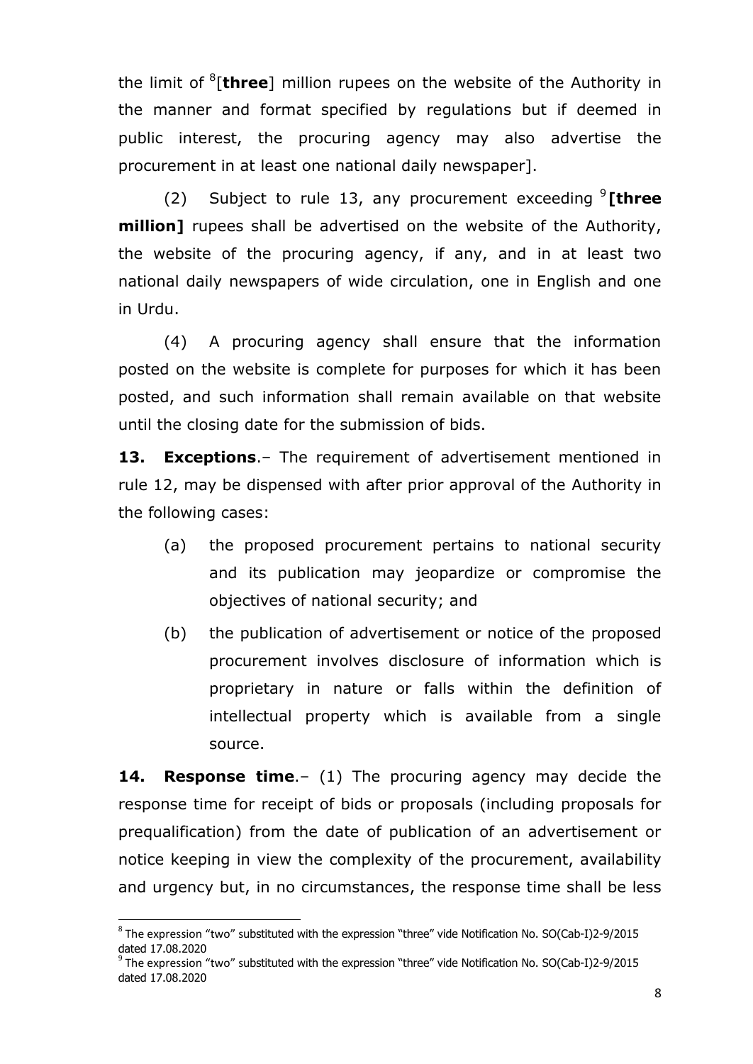the limit of [8][**three**] million rupees on the website of the Authority in the manner and format specified by regulations but if deemed in public interest, the procuring agency may also advertise the procurement in at least one national daily newspaper].

(2) Subject to rule 13, any procurement exceeding [9]**[three million]** rupees shall be advertised on the website of the Authority, the website of the procuring agency, if any, and in at least two national daily newspapers of wide circulation, one in English and one in Urdu.

(4) A procuring agency shall ensure that the information posted on the website is complete for purposes for which it has been posted, and such information shall remain available on that website until the closing date for the submission of bids.

**13. Exceptions**.– The requirement of advertisement mentioned in rule 12, may be dispensed with after prior approval of the Authority in the following cases:

(a) the proposed procurement pertains to national security and its publication may jeopardize or compromise the objectives of national security; and

(b) the publication of advertisement or notice of the proposed procurement involves disclosure of information which is proprietary in nature or falls within the definition of intellectual property which is available from a single source.

**14. Response time**.– (1) The procuring agency may decide the response time for receipt of bids or proposals (including proposals for prequalification) from the date of publication of an advertisement or notice keeping in view the complexity of the procurement, availability and urgency but, in no circumstances, the response time shall be less

---

[8] The expression "two" substituted with the expression "three" vide Notification No. SO(Cab-I)2-9/2015 dated 17.08.2020

[9] The expression "two" substituted with the expression "three" vide Notification No. SO(Cab-I)2-9/2015 dated 17.08.2020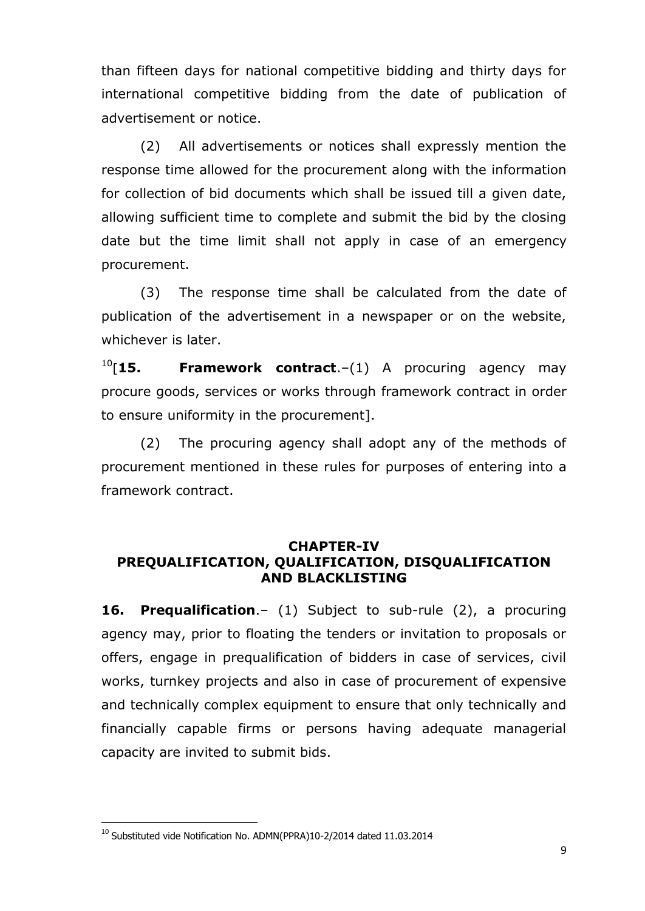than fifteen days for national competitive bidding and thirty days for international competitive bidding from the date of publication of advertisement or notice.

(2) All advertisements or notices shall expressly mention the response time allowed for the procurement along with the information for collection of bid documents which shall be issued till a given date, allowing sufficient time to complete and submit the bid by the closing date but the time limit shall not apply in case of an emergency procurement.

(3) The response time shall be calculated from the date of publication of the advertisement in a newspaper or on the website, whichever is later.

[10][**15. Framework contract**.–(1) A procuring agency may procure goods, services or works through framework contract in order to ensure uniformity in the procurement].

(2) The procuring agency shall adopt any of the methods of procurement mentioned in these rules for purposes of entering into a framework contract.

## CHAPTER-IV
## PREQUALIFICATION, QUALIFICATION, DISQUALIFICATION AND BLACKLISTING

**16. Prequalification**.– (1) Subject to sub-rule (2), a procuring agency may, prior to floating the tenders or invitation to proposals or offers, engage in prequalification of bidders in case of services, civil works, turnkey projects and also in case of procurement of expensive and technically complex equipment to ensure that only technically and financially capable firms or persons having adequate managerial capacity are invited to submit bids.

---

[10] Substituted vide Notification No. ADMN(PPRA)10-2/2014 dated 11.03.2014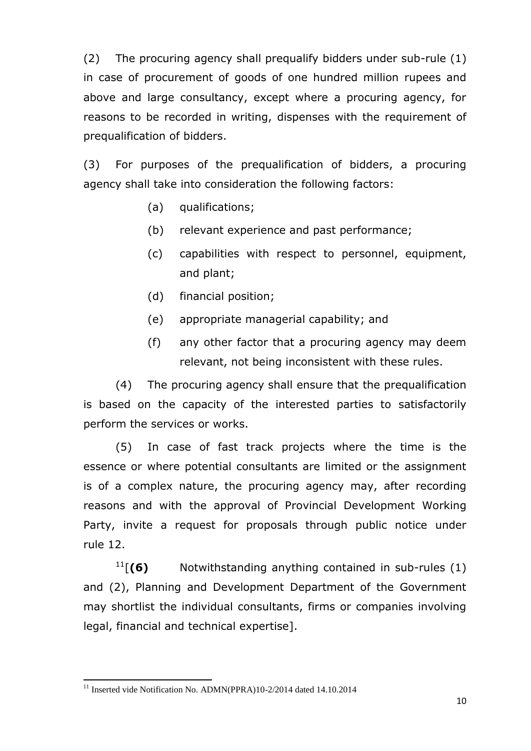(2) The procuring agency shall prequalify bidders under sub-rule (1) in case of procurement of goods of one hundred million rupees and above and large consultancy, except where a procuring agency, for reasons to be recorded in writing, dispenses with the requirement of prequalification of bidders.

(3) For purposes of the prequalification of bidders, a procuring agency shall take into consideration the following factors:

(a) qualifications;

(b) relevant experience and past performance;

(c) capabilities with respect to personnel, equipment, and plant;

(d) financial position;

(e) appropriate managerial capability; and

(f) any other factor that a procuring agency may deem relevant, not being inconsistent with these rules.

(4) The procuring agency shall ensure that the prequalification is based on the capacity of the interested parties to satisfactorily perform the services or works.

(5) In case of fast track projects where the time is the essence or where potential consultants are limited or the assignment is of a complex nature, the procuring agency may, after recording reasons and with the approval of Provincial Development Working Party, invite a request for proposals through public notice under rule 12.

[11][**(6)** Notwithstanding anything contained in sub-rules (1) and (2), Planning and Development Department of the Government may shortlist the individual consultants, firms or companies involving legal, financial and technical expertise].

---

[11] Inserted vide Notification No. ADMN(PPRA)10-2/2014 dated 14.10.2014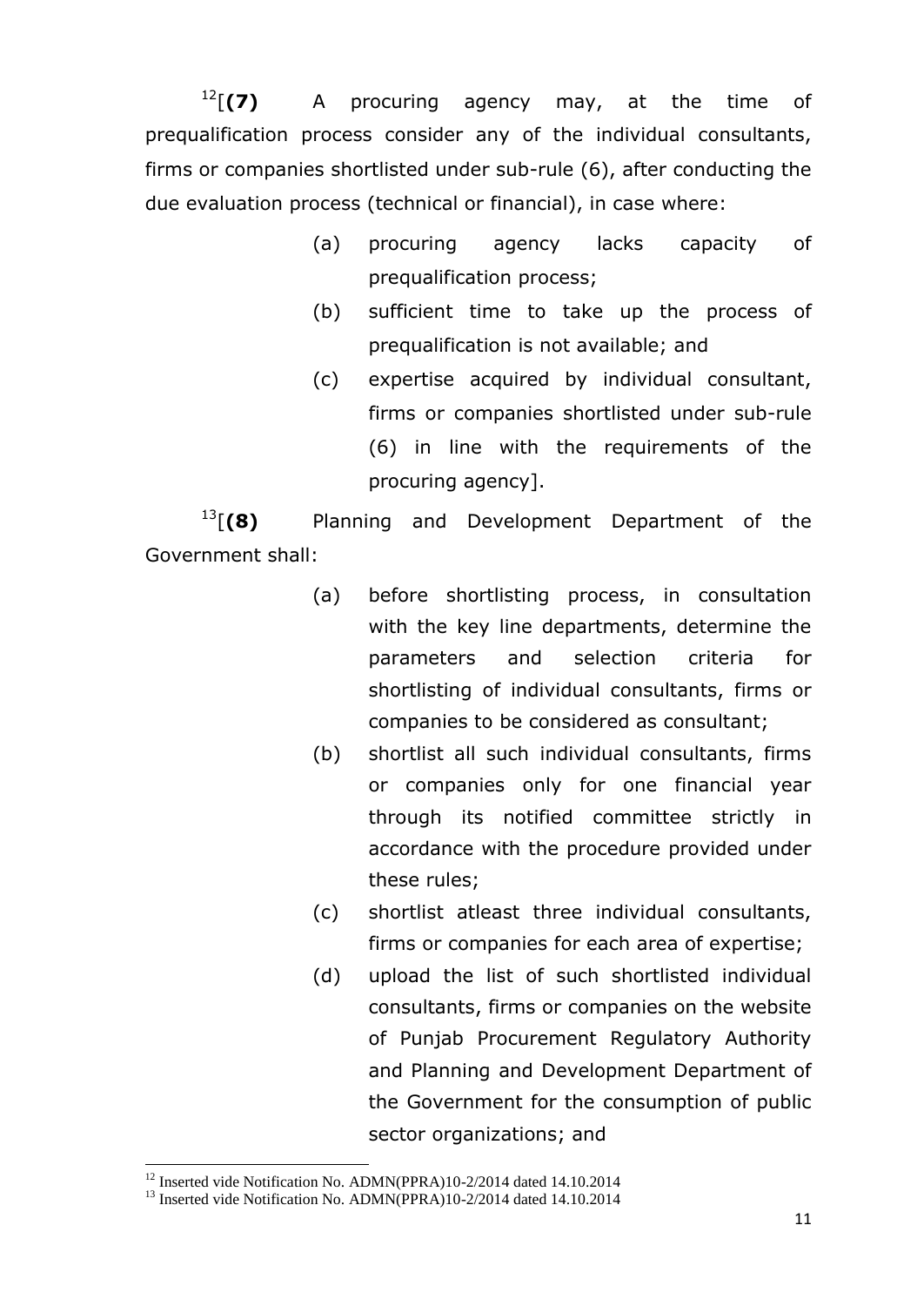[12][**(7)** A procuring agency may, at the time of prequalification process consider any of the individual consultants, firms or companies shortlisted under sub-rule (6), after conducting the due evaluation process (technical or financial), in case where:

(a) procuring agency lacks capacity of prequalification process;

(b) sufficient time to take up the process of prequalification is not available; and

(c) expertise acquired by individual consultant, firms or companies shortlisted under sub-rule (6) in line with the requirements of the procuring agency].

[13][**(8)** Planning and Development Department of the Government shall:

(a) before shortlisting process, in consultation with the key line departments, determine the parameters and selection criteria for shortlisting of individual consultants, firms or companies to be considered as consultant;

(b) shortlist all such individual consultants, firms or companies only for one financial year through its notified committee strictly in accordance with the procedure provided under these rules;

(c) shortlist atleast three individual consultants, firms or companies for each area of expertise;

(d) upload the list of such shortlisted individual consultants, firms or companies on the website of Punjab Procurement Regulatory Authority and Planning and Development Department of the Government for the consumption of public sector organizations; and

---

[12] Inserted vide Notification No. ADMN(PPRA)10-2/2014 dated 14.10.2014

[13] Inserted vide Notification No. ADMN(PPRA)10-2/2014 dated 14.10.2014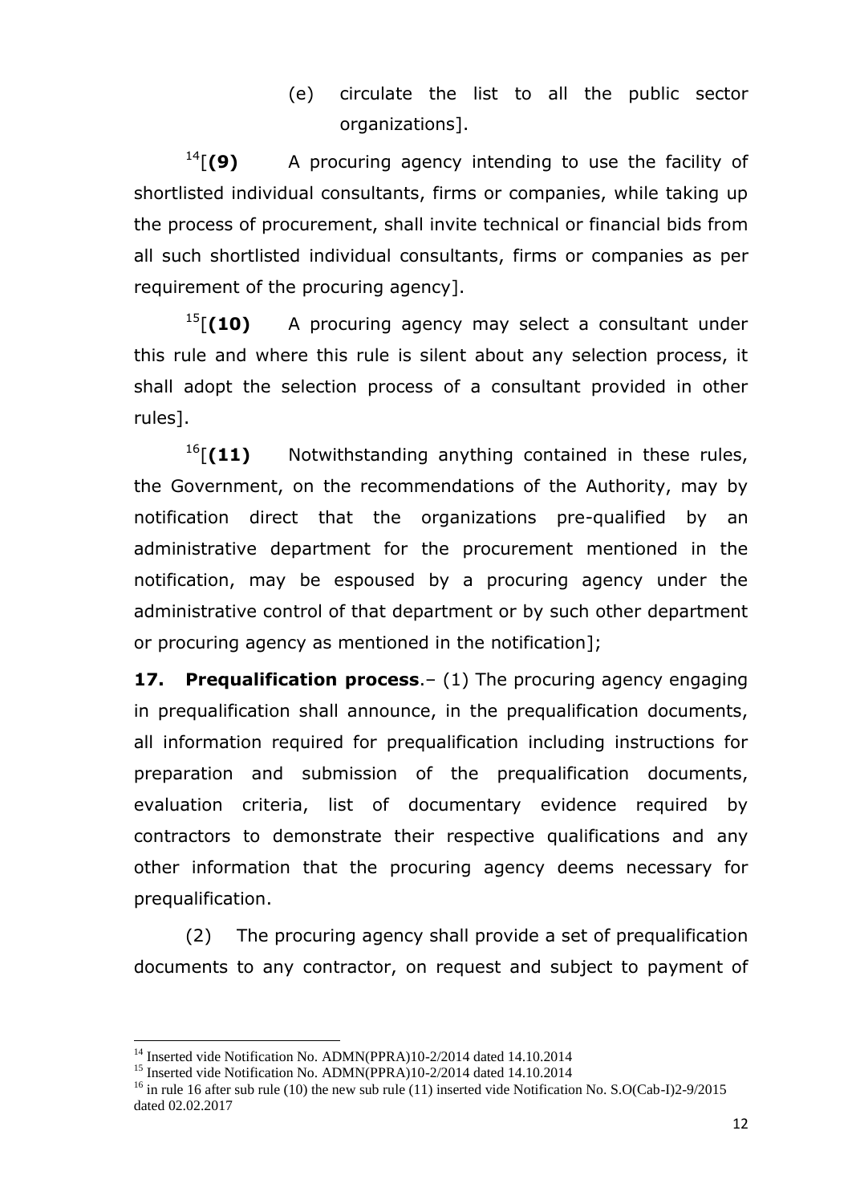(e) circulate the list to all the public sector organizations].

[14][**(9)** A procuring agency intending to use the facility of shortlisted individual consultants, firms or companies, while taking up the process of procurement, shall invite technical or financial bids from all such shortlisted individual consultants, firms or companies as per requirement of the procuring agency].

[15][**(10)** A procuring agency may select a consultant under this rule and where this rule is silent about any selection process, it shall adopt the selection process of a consultant provided in other rules].

[16][**(11)** Notwithstanding anything contained in these rules, the Government, on the recommendations of the Authority, may by notification direct that the organizations pre-qualified by an administrative department for the procurement mentioned in the notification, may be espoused by a procuring agency under the administrative control of that department or by such other department or procuring agency as mentioned in the notification];

**17. Prequalification process**.– (1) The procuring agency engaging in prequalification shall announce, in the prequalification documents, all information required for prequalification including instructions for preparation and submission of the prequalification documents, evaluation criteria, list of documentary evidence required by contractors to demonstrate their respective qualifications and any other information that the procuring agency deems necessary for prequalification.

(2) The procuring agency shall provide a set of prequalification documents to any contractor, on request and subject to payment of

---

[14] Inserted vide Notification No. ADMN(PPRA)10-2/2014 dated 14.10.2014

[15] Inserted vide Notification No. ADMN(PPRA)10-2/2014 dated 14.10.2014

[16] in rule 16 after sub rule (10) the new sub rule (11) inserted vide Notification No. S.O(Cab-I)2-9/2015 dated 02.02.2017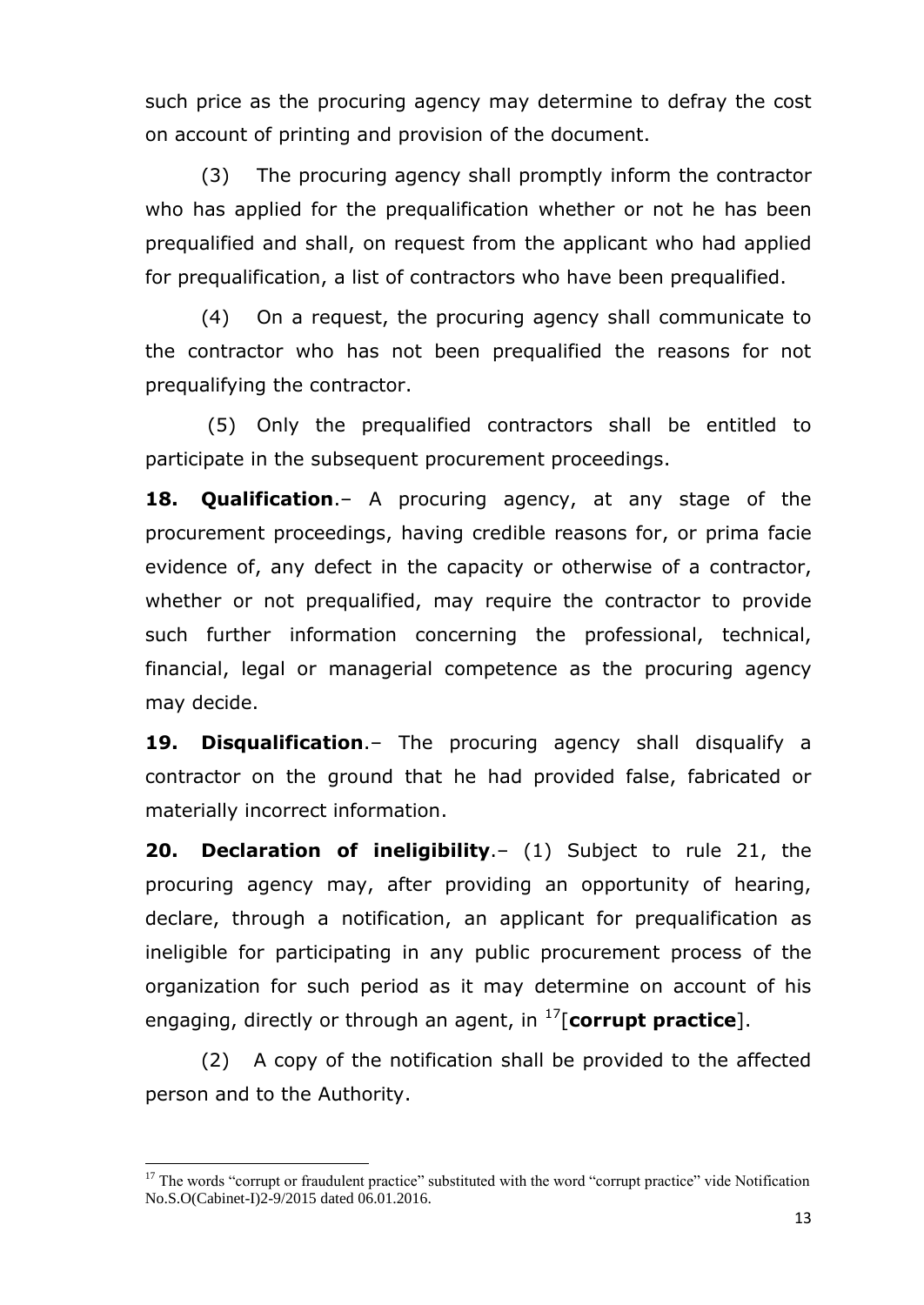such price as the procuring agency may determine to defray the cost on account of printing and provision of the document.

(3) The procuring agency shall promptly inform the contractor who has applied for the prequalification whether or not he has been prequalified and shall, on request from the applicant who had applied for prequalification, a list of contractors who have been prequalified.

(4) On a request, the procuring agency shall communicate to the contractor who has not been prequalified the reasons for not prequalifying the contractor.

(5) Only the prequalified contractors shall be entitled to participate in the subsequent procurement proceedings.

**18. Qualification**.– A procuring agency, at any stage of the procurement proceedings, having credible reasons for, or prima facie evidence of, any defect in the capacity or otherwise of a contractor, whether or not prequalified, may require the contractor to provide such further information concerning the professional, technical, financial, legal or managerial competence as the procuring agency may decide.

**19. Disqualification**.– The procuring agency shall disqualify a contractor on the ground that he had provided false, fabricated or materially incorrect information.

**20. Declaration of ineligibility**.– (1) Subject to rule 21, the procuring agency may, after providing an opportunity of hearing, declare, through a notification, an applicant for prequalification as ineligible for participating in any public procurement process of the organization for such period as it may determine on account of his engaging, directly or through an agent, in [17][**corrupt practice**].

(2) A copy of the notification shall be provided to the affected person and to the Authority.

---

[17] The words "corrupt or fraudulent practice" substituted with the word "corrupt practice" vide Notification No.S.O(Cabinet-I)2-9/2015 dated 06.01.2016.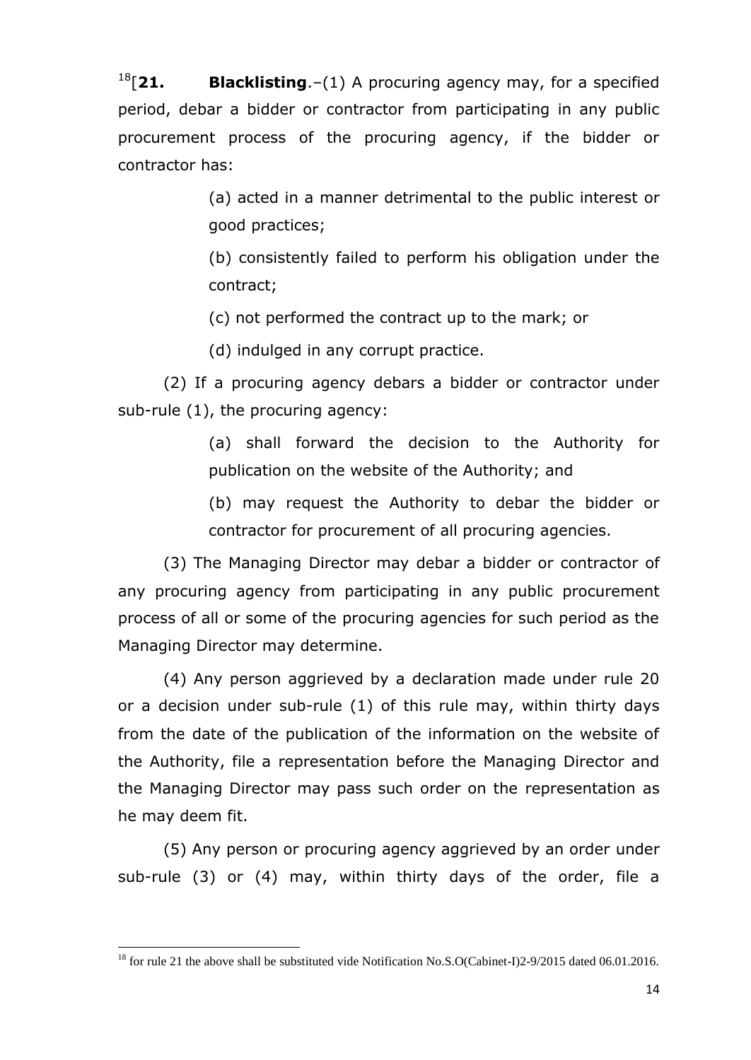[18][**21. Blacklisting**.–(1) A procuring agency may, for a specified period, debar a bidder or contractor from participating in any public procurement process of the procuring agency, if the bidder or contractor has:

(a) acted in a manner detrimental to the public interest or good practices;

(b) consistently failed to perform his obligation under the contract;

(c) not performed the contract up to the mark; or

(d) indulged in any corrupt practice.

(2) If a procuring agency debars a bidder or contractor under sub-rule (1), the procuring agency:

(a) shall forward the decision to the Authority for publication on the website of the Authority; and

(b) may request the Authority to debar the bidder or contractor for procurement of all procuring agencies.

(3) The Managing Director may debar a bidder or contractor of any procuring agency from participating in any public procurement process of all or some of the procuring agencies for such period as the Managing Director may determine.

(4) Any person aggrieved by a declaration made under rule 20 or a decision under sub-rule (1) of this rule may, within thirty days from the date of the publication of the information on the website of the Authority, file a representation before the Managing Director and the Managing Director may pass such order on the representation as he may deem fit.

(5) Any person or procuring agency aggrieved by an order under sub-rule (3) or (4) may, within thirty days of the order, file a

---

[18] for rule 21 the above shall be substituted vide Notification No.S.O(Cabinet-I)2-9/2015 dated 06.01.2016.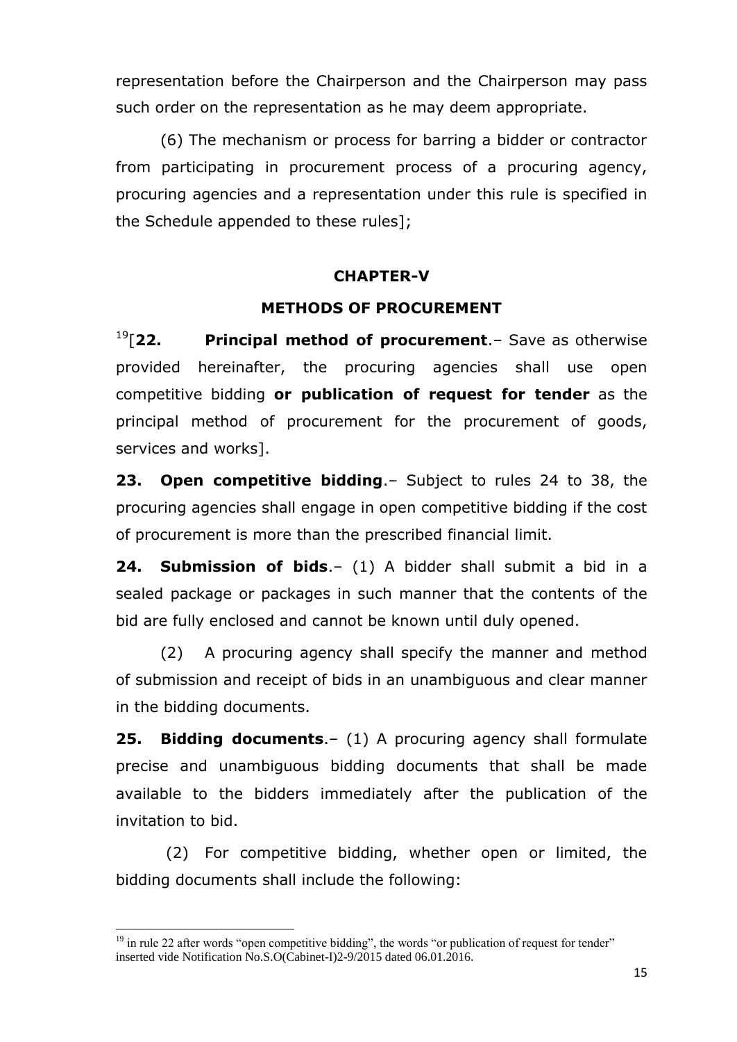representation before the Chairperson and the Chairperson may pass such order on the representation as he may deem appropriate.

(6) The mechanism or process for barring a bidder or contractor from participating in procurement process of a procuring agency, procuring agencies and a representation under this rule is specified in the Schedule appended to these rules];

## CHAPTER-V

## METHODS OF PROCUREMENT

[19][**22. Principal method of procurement**.– Save as otherwise provided hereinafter, the procuring agencies shall use open competitive bidding **or publication of request for tender** as the principal method of procurement for the procurement of goods, services and works].

**23. Open competitive bidding**.– Subject to rules 24 to 38, the procuring agencies shall engage in open competitive bidding if the cost of procurement is more than the prescribed financial limit.

**24. Submission of bids**.– (1) A bidder shall submit a bid in a sealed package or packages in such manner that the contents of the bid are fully enclosed and cannot be known until duly opened.

(2) A procuring agency shall specify the manner and method of submission and receipt of bids in an unambiguous and clear manner in the bidding documents.

**25. Bidding documents**.– (1) A procuring agency shall formulate precise and unambiguous bidding documents that shall be made available to the bidders immediately after the publication of the invitation to bid.

(2) For competitive bidding, whether open or limited, the bidding documents shall include the following:

---

[19] in rule 22 after words "open competitive bidding", the words "or publication of request for tender" inserted vide Notification No.S.O(Cabinet-I)2-9/2015 dated 06.01.2016.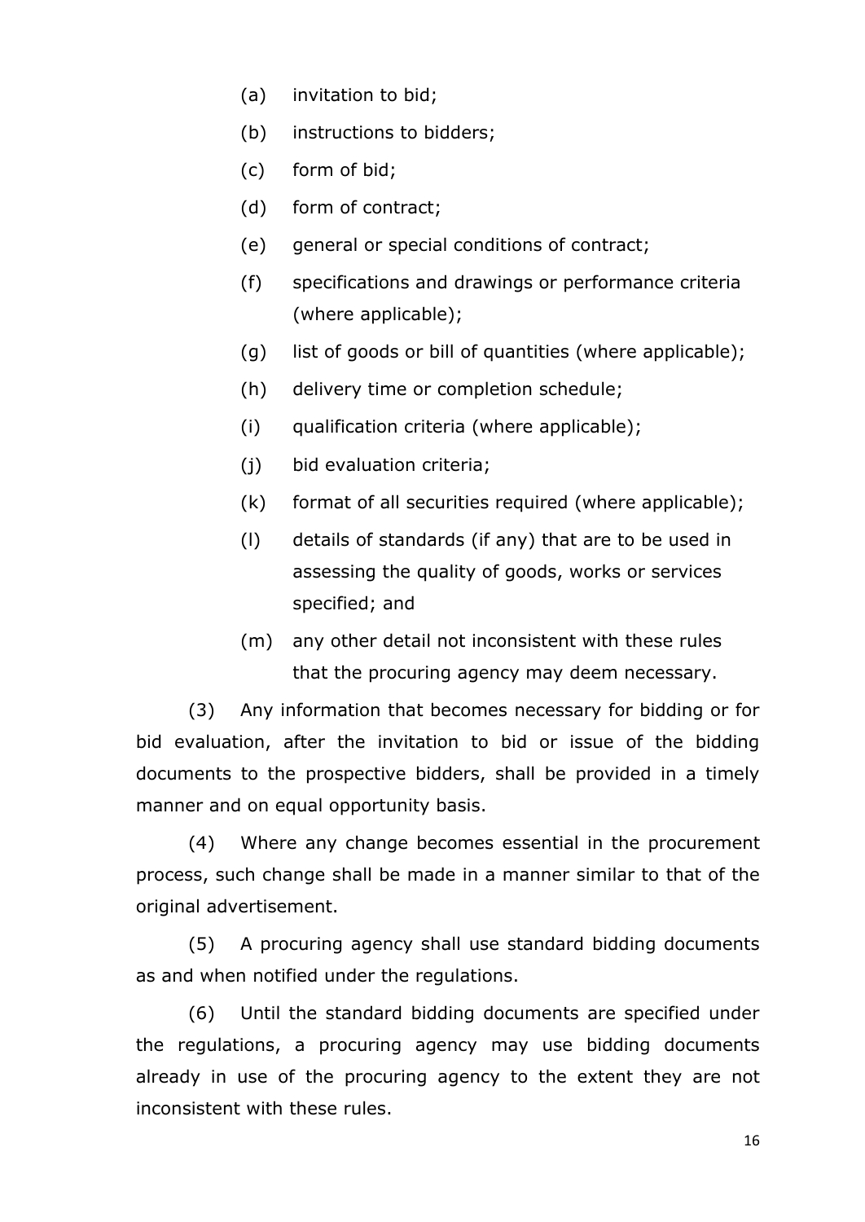(a) invitation to bid;

(b) instructions to bidders;

(c) form of bid;

(d) form of contract;

(e) general or special conditions of contract;

(f) specifications and drawings or performance criteria (where applicable);

(g) list of goods or bill of quantities (where applicable);

(h) delivery time or completion schedule;

(i) qualification criteria (where applicable);

(j) bid evaluation criteria;

(k) format of all securities required (where applicable);

(l) details of standards (if any) that are to be used in assessing the quality of goods, works or services specified; and

(m) any other detail not inconsistent with these rules that the procuring agency may deem necessary.

(3) Any information that becomes necessary for bidding or for bid evaluation, after the invitation to bid or issue of the bidding documents to the prospective bidders, shall be provided in a timely manner and on equal opportunity basis.

(4) Where any change becomes essential in the procurement process, such change shall be made in a manner similar to that of the original advertisement.

(5) A procuring agency shall use standard bidding documents as and when notified under the regulations.

(6) Until the standard bidding documents are specified under the regulations, a procuring agency may use bidding documents already in use of the procuring agency to the extent they are not inconsistent with these rules.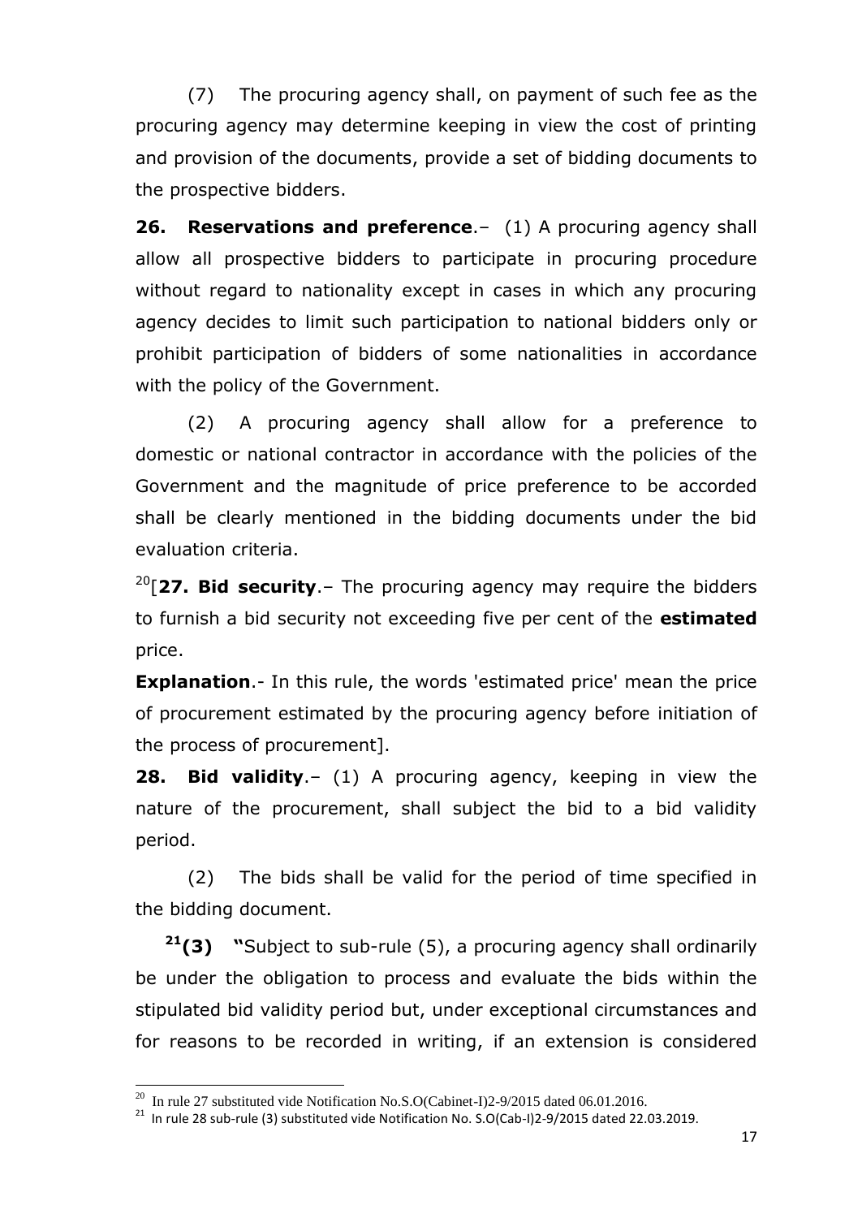(7) The procuring agency shall, on payment of such fee as the procuring agency may determine keeping in view the cost of printing and provision of the documents, provide a set of bidding documents to the prospective bidders.

**26. Reservations and preference**.– (1) A procuring agency shall allow all prospective bidders to participate in procuring procedure without regard to nationality except in cases in which any procuring agency decides to limit such participation to national bidders only or prohibit participation of bidders of some nationalities in accordance with the policy of the Government.

(2) A procuring agency shall allow for a preference to domestic or national contractor in accordance with the policies of the Government and the magnitude of price preference to be accorded shall be clearly mentioned in the bidding documents under the bid evaluation criteria.

[20][**27. Bid security**.– The procuring agency may require the bidders to furnish a bid security not exceeding five per cent of the **estimated** price.

**Explanation**.- In this rule, the words 'estimated price' mean the price of procurement estimated by the procuring agency before initiation of the process of procurement].

**28. Bid validity**.– (1) A procuring agency, keeping in view the nature of the procurement, shall subject the bid to a bid validity period.

(2) The bids shall be valid for the period of time specified in the bidding document.

[21]**(3)** **"**Subject to sub-rule (5), a procuring agency shall ordinarily be under the obligation to process and evaluate the bids within the stipulated bid validity period but, under exceptional circumstances and for reasons to be recorded in writing, if an extension is considered

---

[20] In rule 27 substituted vide Notification No.S.O(Cabinet-I)2-9/2015 dated 06.01.2016.

[21] In rule 28 sub-rule (3) substituted vide Notification No. S.O(Cab-I)2-9/2015 dated 22.03.2019.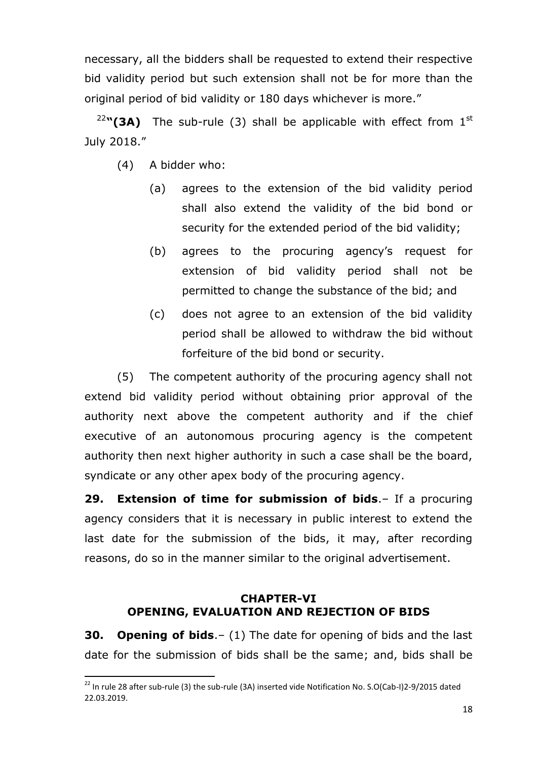necessary, all the bidders shall be requested to extend their respective bid validity period but such extension shall not be for more than the original period of bid validity or 180 days whichever is more."

[22]**"(3A)** The sub-rule (3) shall be applicable with effect from 1st July 2018."

(4) A bidder who:

(a) agrees to the extension of the bid validity period shall also extend the validity of the bid bond or security for the extended period of the bid validity;

(b) agrees to the procuring agency's request for extension of bid validity period shall not be permitted to change the substance of the bid; and

(c) does not agree to an extension of the bid validity period shall be allowed to withdraw the bid without forfeiture of the bid bond or security.

(5) The competent authority of the procuring agency shall not extend bid validity period without obtaining prior approval of the authority next above the competent authority and if the chief executive of an autonomous procuring agency is the competent authority then next higher authority in such a case shall be the board, syndicate or any other apex body of the procuring agency.

**29. Extension of time for submission of bids**.– If a procuring agency considers that it is necessary in public interest to extend the last date for the submission of the bids, it may, after recording reasons, do so in the manner similar to the original advertisement.

## CHAPTER-VI
## OPENING, EVALUATION AND REJECTION OF BIDS

**30. Opening of bids**.– (1) The date for opening of bids and the last date for the submission of bids shall be the same; and, bids shall be

[22] In rule 28 after sub-rule (3) the sub-rule (3A) inserted vide Notification No. S.O(Cab-I)2-9/2015 dated 22.03.2019.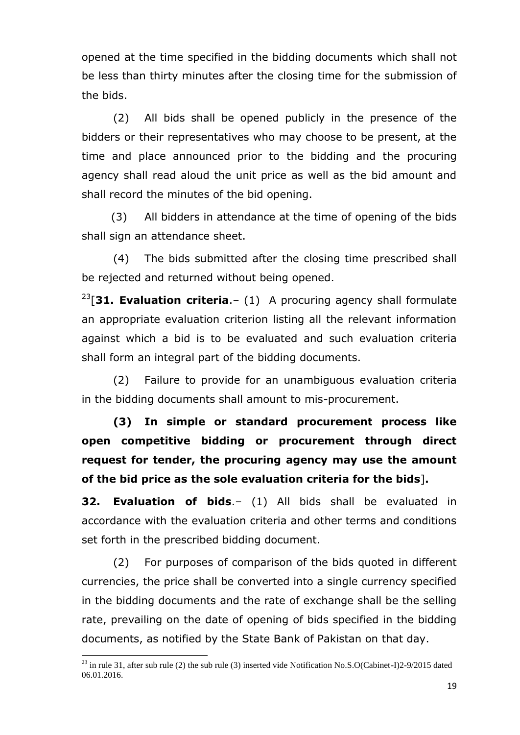opened at the time specified in the bidding documents which shall not be less than thirty minutes after the closing time for the submission of the bids.

(2) All bids shall be opened publicly in the presence of the bidders or their representatives who may choose to be present, at the time and place announced prior to the bidding and the procuring agency shall read aloud the unit price as well as the bid amount and shall record the minutes of the bid opening.

(3) All bidders in attendance at the time of opening of the bids shall sign an attendance sheet.

(4) The bids submitted after the closing time prescribed shall be rejected and returned without being opened.

[23][**31. Evaluation criteria**.– (1) A procuring agency shall formulate an appropriate evaluation criterion listing all the relevant information against which a bid is to be evaluated and such evaluation criteria shall form an integral part of the bidding documents.

(2) Failure to provide for an unambiguous evaluation criteria in the bidding documents shall amount to mis-procurement.

**(3) In simple or standard procurement process like open competitive bidding or procurement through direct request for tender, the procuring agency may use the amount of the bid price as the sole evaluation criteria for the bids**]**.**

**32. Evaluation of bids**.– (1) All bids shall be evaluated in accordance with the evaluation criteria and other terms and conditions set forth in the prescribed bidding document.

(2) For purposes of comparison of the bids quoted in different currencies, the price shall be converted into a single currency specified in the bidding documents and the rate of exchange shall be the selling rate, prevailing on the date of opening of bids specified in the bidding documents, as notified by the State Bank of Pakistan on that day.

---

[23] in rule 31, after sub rule (2) the sub rule (3) inserted vide Notification No.S.O(Cabinet-I)2-9/2015 dated 06.01.2016.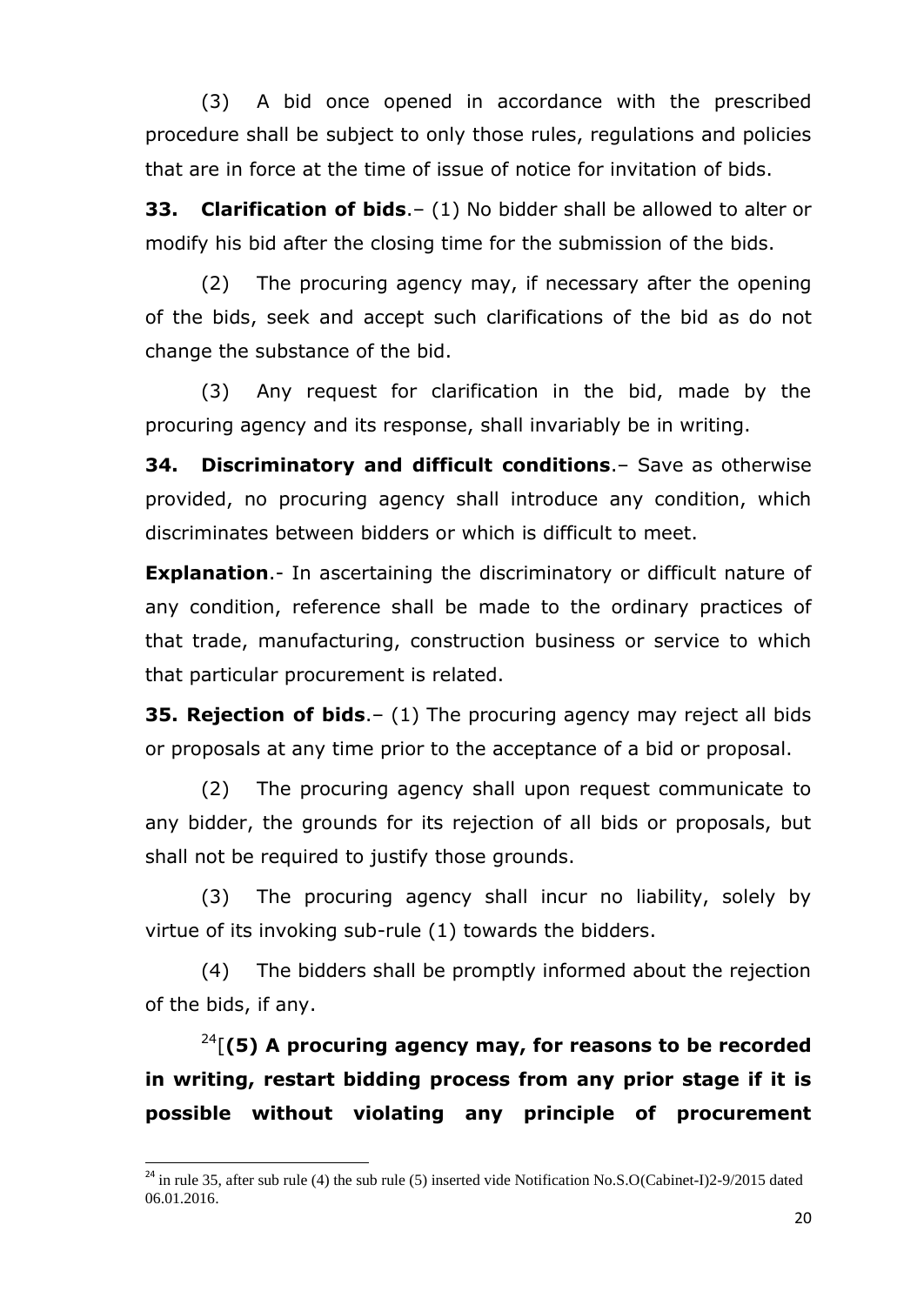(3) A bid once opened in accordance with the prescribed procedure shall be subject to only those rules, regulations and policies that are in force at the time of issue of notice for invitation of bids.

**33. Clarification of bids**.– (1) No bidder shall be allowed to alter or modify his bid after the closing time for the submission of the bids.

(2) The procuring agency may, if necessary after the opening of the bids, seek and accept such clarifications of the bid as do not change the substance of the bid.

(3) Any request for clarification in the bid, made by the procuring agency and its response, shall invariably be in writing.

**34. Discriminatory and difficult conditions**.– Save as otherwise provided, no procuring agency shall introduce any condition, which discriminates between bidders or which is difficult to meet.

**Explanation**.- In ascertaining the discriminatory or difficult nature of any condition, reference shall be made to the ordinary practices of that trade, manufacturing, construction business or service to which that particular procurement is related.

**35. Rejection of bids**.– (1) The procuring agency may reject all bids or proposals at any time prior to the acceptance of a bid or proposal.

(2) The procuring agency shall upon request communicate to any bidder, the grounds for its rejection of all bids or proposals, but shall not be required to justify those grounds.

(3) The procuring agency shall incur no liability, solely by virtue of its invoking sub-rule (1) towards the bidders.

(4) The bidders shall be promptly informed about the rejection of the bids, if any.

[24][**(5) A procuring agency may, for reasons to be recorded in writing, restart bidding process from any prior stage if it is possible without violating any principle of procurement**

---

[24] in rule 35, after sub rule (4) the sub rule (5) inserted vide Notification No.S.O(Cabinet-I)2-9/2015 dated 06.01.2016.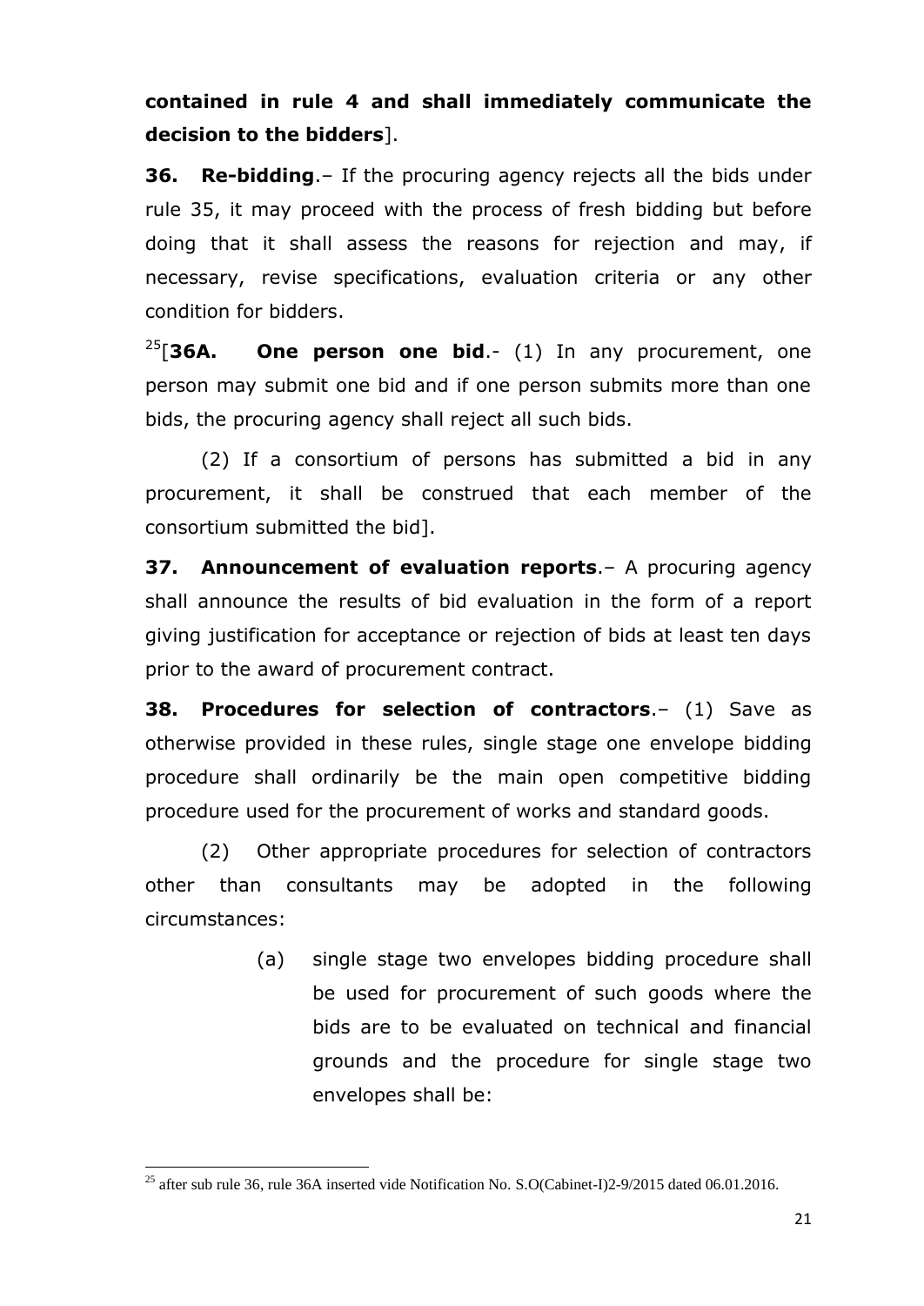**contained in rule 4 and shall immediately communicate the decision to the bidders**].

**36. Re-bidding**.– If the procuring agency rejects all the bids under rule 35, it may proceed with the process of fresh bidding but before doing that it shall assess the reasons for rejection and may, if necessary, revise specifications, evaluation criteria or any other condition for bidders.

[25][**36A. One person one bid**.- (1) In any procurement, one person may submit one bid and if one person submits more than one bids, the procuring agency shall reject all such bids.

(2) If a consortium of persons has submitted a bid in any procurement, it shall be construed that each member of the consortium submitted the bid].

**37. Announcement of evaluation reports**.– A procuring agency shall announce the results of bid evaluation in the form of a report giving justification for acceptance or rejection of bids at least ten days prior to the award of procurement contract.

**38. Procedures for selection of contractors**.– (1) Save as otherwise provided in these rules, single stage one envelope bidding procedure shall ordinarily be the main open competitive bidding procedure used for the procurement of works and standard goods.

(2) Other appropriate procedures for selection of contractors other than consultants may be adopted in the following circumstances:

(a) single stage two envelopes bidding procedure shall be used for procurement of such goods where the bids are to be evaluated on technical and financial grounds and the procedure for single stage two envelopes shall be:

---

[25] after sub rule 36, rule 36A inserted vide Notification No. S.O(Cabinet-I)2-9/2015 dated 06.01.2016.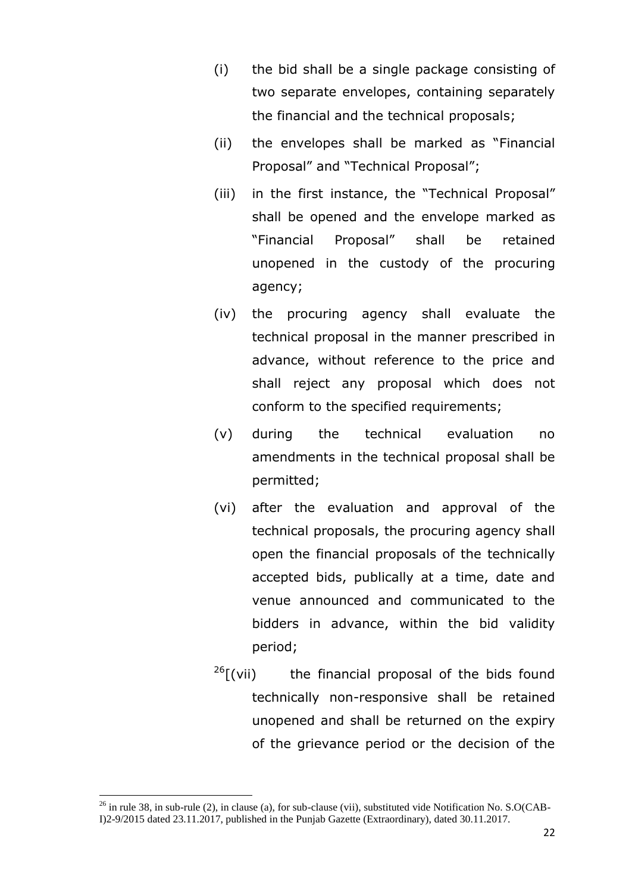(i) the bid shall be a single package consisting of two separate envelopes, containing separately the financial and the technical proposals;

(ii) the envelopes shall be marked as "Financial Proposal" and "Technical Proposal";

(iii) in the first instance, the "Technical Proposal" shall be opened and the envelope marked as "Financial Proposal" shall be retained unopened in the custody of the procuring agency;

(iv) the procuring agency shall evaluate the technical proposal in the manner prescribed in advance, without reference to the price and shall reject any proposal which does not conform to the specified requirements;

(v) during the technical evaluation no amendments in the technical proposal shall be permitted;

(vi) after the evaluation and approval of the technical proposals, the procuring agency shall open the financial proposals of the technically accepted bids, publically at a time, date and venue announced and communicated to the bidders in advance, within the bid validity period;

[26][(vii) the financial proposal of the bids found technically non-responsive shall be retained unopened and shall be returned on the expiry of the grievance period or the decision of the

---

[26] in rule 38, in sub-rule (2), in clause (a), for sub-clause (vii), substituted vide Notification No. S.O(CAB-I)2-9/2015 dated 23.11.2017, published in the Punjab Gazette (Extraordinary), dated 30.11.2017.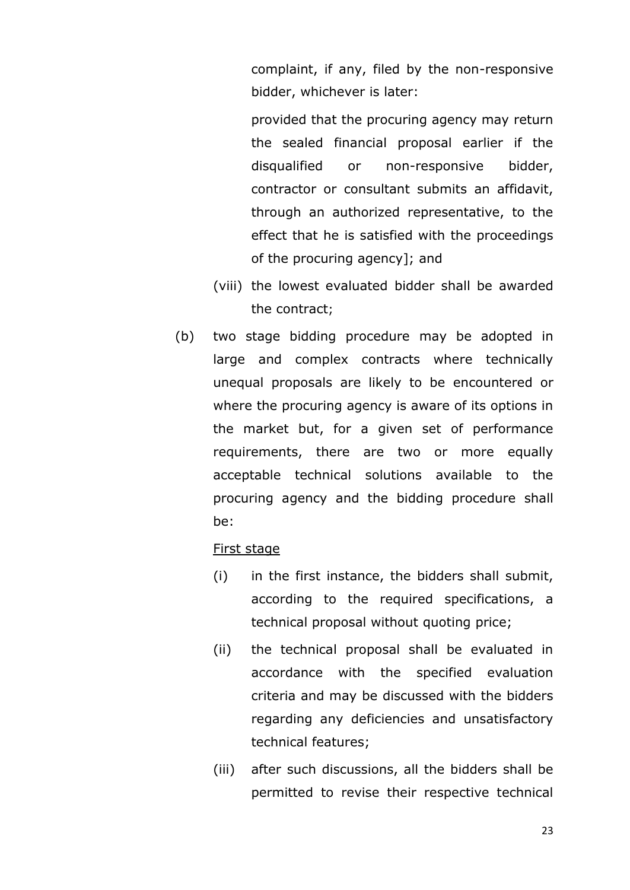complaint, if any, filed by the non-responsive bidder, whichever is later:

provided that the procuring agency may return the sealed financial proposal earlier if the disqualified or non-responsive bidder, contractor or consultant submits an affidavit, through an authorized representative, to the effect that he is satisfied with the proceedings of the procuring agency]; and

(viii) the lowest evaluated bidder shall be awarded the contract;

(b) two stage bidding procedure may be adopted in large and complex contracts where technically unequal proposals are likely to be encountered or where the procuring agency is aware of its options in the market but, for a given set of performance requirements, there are two or more equally acceptable technical solutions available to the procuring agency and the bidding procedure shall be:

<u>First stage</u>

(i) in the first instance, the bidders shall submit, according to the required specifications, a technical proposal without quoting price;

(ii) the technical proposal shall be evaluated in accordance with the specified evaluation criteria and may be discussed with the bidders regarding any deficiencies and unsatisfactory technical features;

(iii) after such discussions, all the bidders shall be permitted to revise their respective technical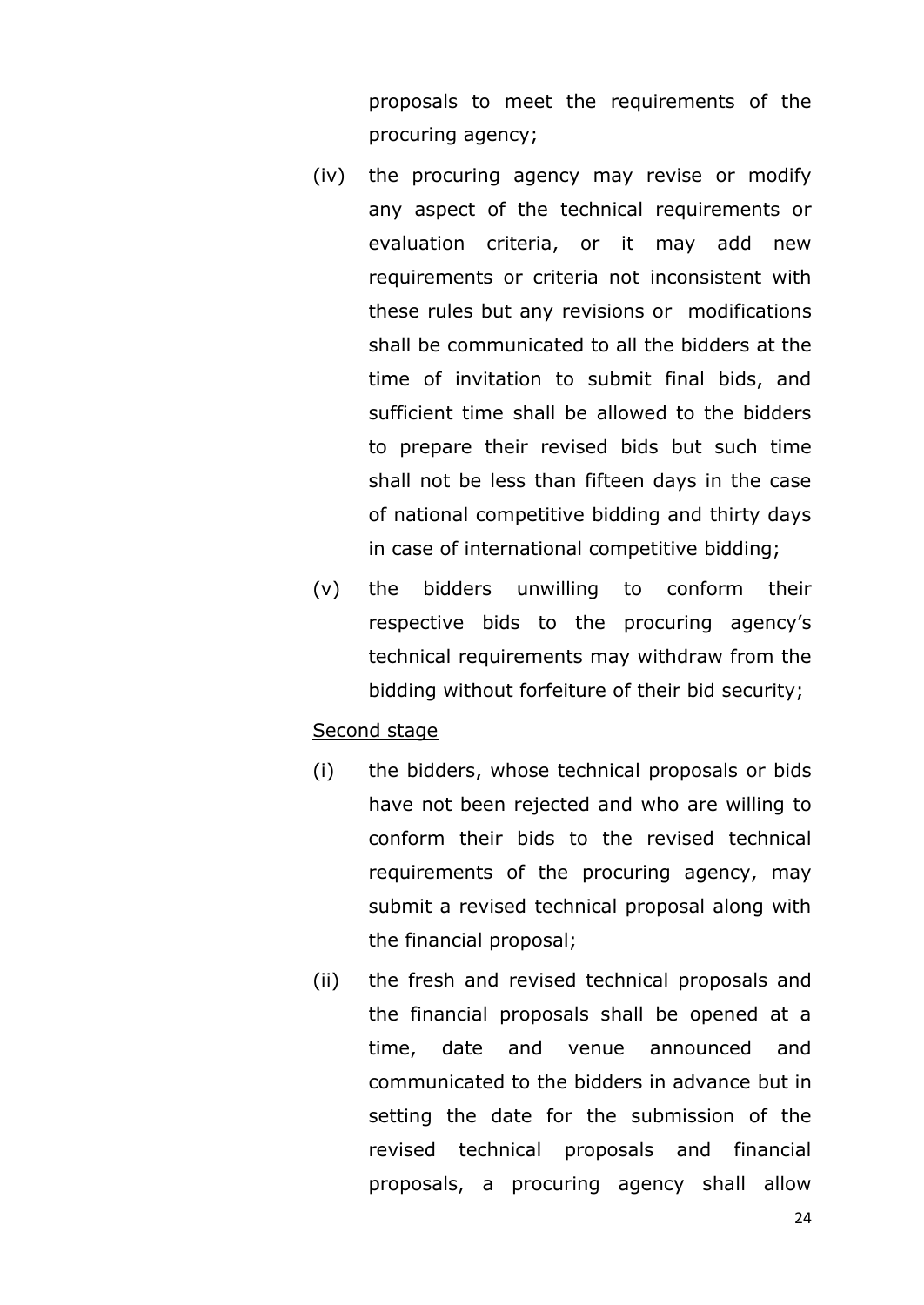proposals to meet the requirements of the procuring agency;

(iv) the procuring agency may revise or modify any aspect of the technical requirements or evaluation criteria, or it may add new requirements or criteria not inconsistent with these rules but any revisions or modifications shall be communicated to all the bidders at the time of invitation to submit final bids, and sufficient time shall be allowed to the bidders to prepare their revised bids but such time shall not be less than fifteen days in the case of national competitive bidding and thirty days in case of international competitive bidding;

(v) the bidders unwilling to conform their respective bids to the procuring agency's technical requirements may withdraw from the bidding without forfeiture of their bid security;

<u>Second stage</u>

(i) the bidders, whose technical proposals or bids have not been rejected and who are willing to conform their bids to the revised technical requirements of the procuring agency, may submit a revised technical proposal along with the financial proposal;

(ii) the fresh and revised technical proposals and the financial proposals shall be opened at a time, date and venue announced and communicated to the bidders in advance but in setting the date for the submission of the revised technical proposals and financial proposals, a procuring agency shall allow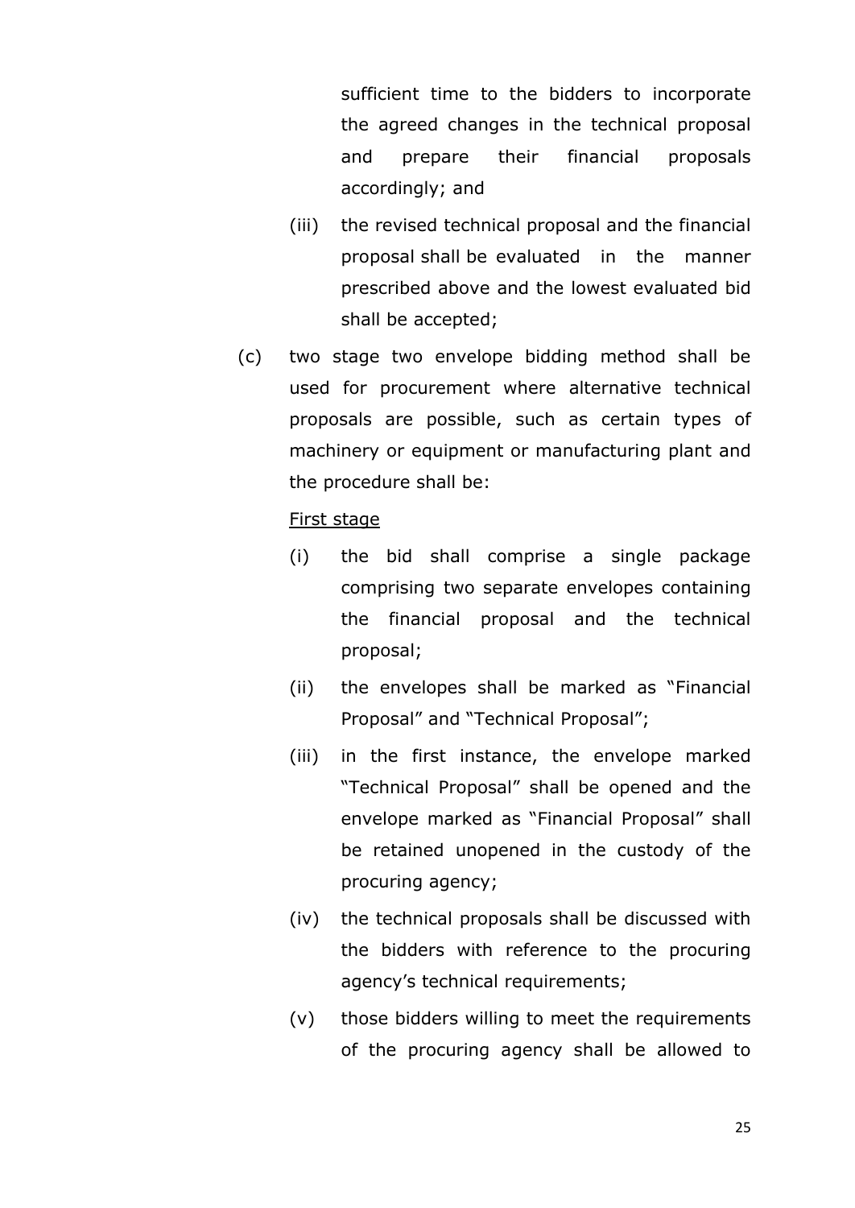sufficient time to the bidders to incorporate the agreed changes in the technical proposal and prepare their financial proposals accordingly; and

(iii) the revised technical proposal and the financial proposal shall be evaluated in the manner prescribed above and the lowest evaluated bid shall be accepted;

(c) two stage two envelope bidding method shall be used for procurement where alternative technical proposals are possible, such as certain types of machinery or equipment or manufacturing plant and the procedure shall be:

<u>First stage</u>

(i) the bid shall comprise a single package comprising two separate envelopes containing the financial proposal and the technical proposal;

(ii) the envelopes shall be marked as "Financial Proposal" and "Technical Proposal";

(iii) in the first instance, the envelope marked "Technical Proposal" shall be opened and the envelope marked as "Financial Proposal" shall be retained unopened in the custody of the procuring agency;

(iv) the technical proposals shall be discussed with the bidders with reference to the procuring agency's technical requirements;

(v) those bidders willing to meet the requirements of the procuring agency shall be allowed to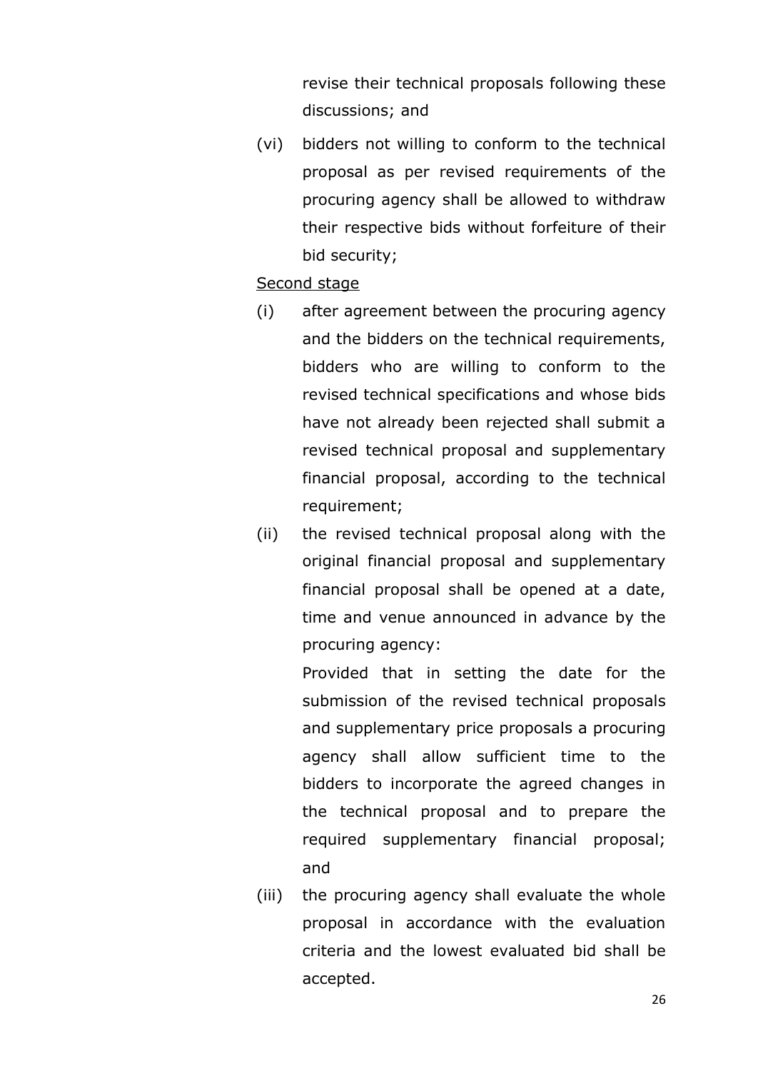revise their technical proposals following these discussions; and

(vi) bidders not willing to conform to the technical proposal as per revised requirements of the procuring agency shall be allowed to withdraw their respective bids without forfeiture of their bid security;

<u>Second stage</u>

(i) after agreement between the procuring agency and the bidders on the technical requirements, bidders who are willing to conform to the revised technical specifications and whose bids have not already been rejected shall submit a revised technical proposal and supplementary financial proposal, according to the technical requirement;

(ii) the revised technical proposal along with the original financial proposal and supplementary financial proposal shall be opened at a date, time and venue announced in advance by the procuring agency:

Provided that in setting the date for the submission of the revised technical proposals and supplementary price proposals a procuring agency shall allow sufficient time to the bidders to incorporate the agreed changes in the technical proposal and to prepare the required supplementary financial proposal; and

(iii) the procuring agency shall evaluate the whole proposal in accordance with the evaluation criteria and the lowest evaluated bid shall be accepted.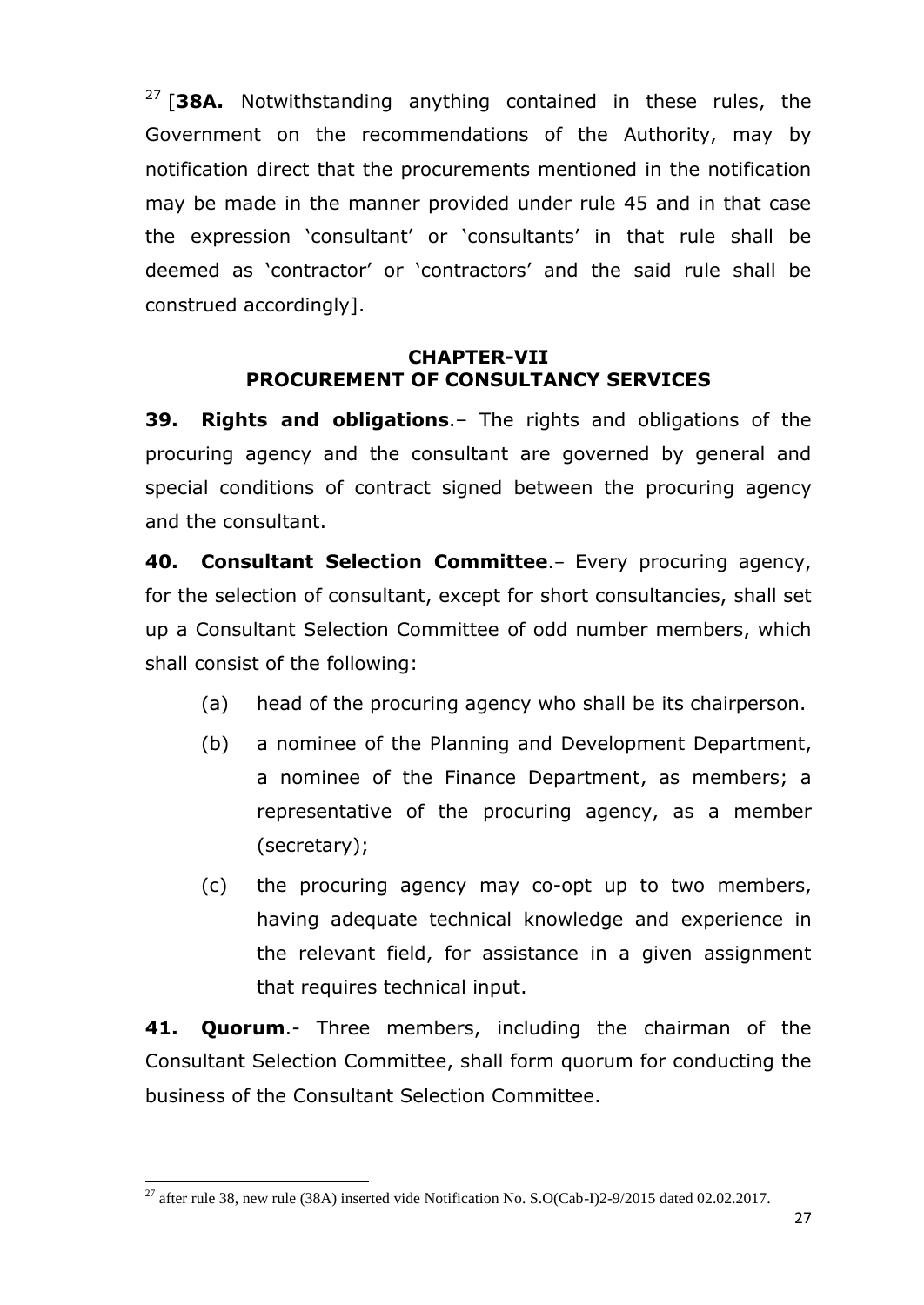[27] [**38A.** Notwithstanding anything contained in these rules, the Government on the recommendations of the Authority, may by notification direct that the procurements mentioned in the notification may be made in the manner provided under rule 45 and in that case the expression 'consultant' or 'consultants' in that rule shall be deemed as 'contractor' or 'contractors' and the said rule shall be construed accordingly].

## CHAPTER-VII
## PROCUREMENT OF CONSULTANCY SERVICES

**39. Rights and obligations**.– The rights and obligations of the procuring agency and the consultant are governed by general and special conditions of contract signed between the procuring agency and the consultant.

**40. Consultant Selection Committee**.– Every procuring agency, for the selection of consultant, except for short consultancies, shall set up a Consultant Selection Committee of odd number members, which shall consist of the following:

(a) head of the procuring agency who shall be its chairperson.

(b) a nominee of the Planning and Development Department, a nominee of the Finance Department, as members; a representative of the procuring agency, as a member (secretary);

(c) the procuring agency may co-opt up to two members, having adequate technical knowledge and experience in the relevant field, for assistance in a given assignment that requires technical input.

**41. Quorum**.- Three members, including the chairman of the Consultant Selection Committee, shall form quorum for conducting the business of the Consultant Selection Committee.

---

[27] after rule 38, new rule (38A) inserted vide Notification No. S.O(Cab-I)2-9/2015 dated 02.02.2017.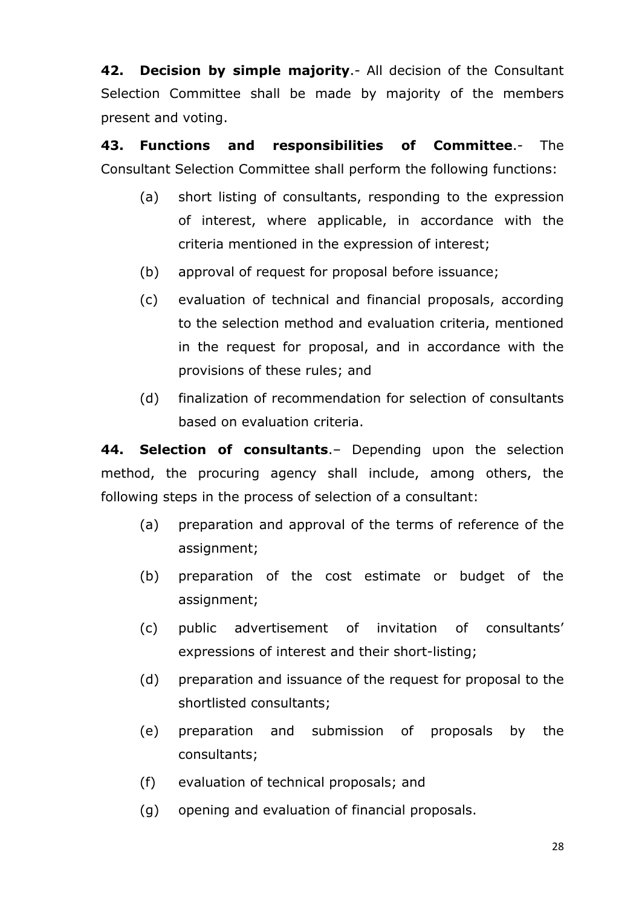**42. Decision by simple majority**.- All decision of the Consultant Selection Committee shall be made by majority of the members present and voting.

**43. Functions and responsibilities of Committee**.- The Consultant Selection Committee shall perform the following functions:

(a) short listing of consultants, responding to the expression of interest, where applicable, in accordance with the criteria mentioned in the expression of interest;

(b) approval of request for proposal before issuance;

(c) evaluation of technical and financial proposals, according to the selection method and evaluation criteria, mentioned in the request for proposal, and in accordance with the provisions of these rules; and

(d) finalization of recommendation for selection of consultants based on evaluation criteria.

**44. Selection of consultants**.– Depending upon the selection method, the procuring agency shall include, among others, the following steps in the process of selection of a consultant:

(a) preparation and approval of the terms of reference of the assignment;

(b) preparation of the cost estimate or budget of the assignment;

(c) public advertisement of invitation of consultants' expressions of interest and their short-listing;

(d) preparation and issuance of the request for proposal to the shortlisted consultants;

(e) preparation and submission of proposals by the consultants;

(f) evaluation of technical proposals; and

(g) opening and evaluation of financial proposals.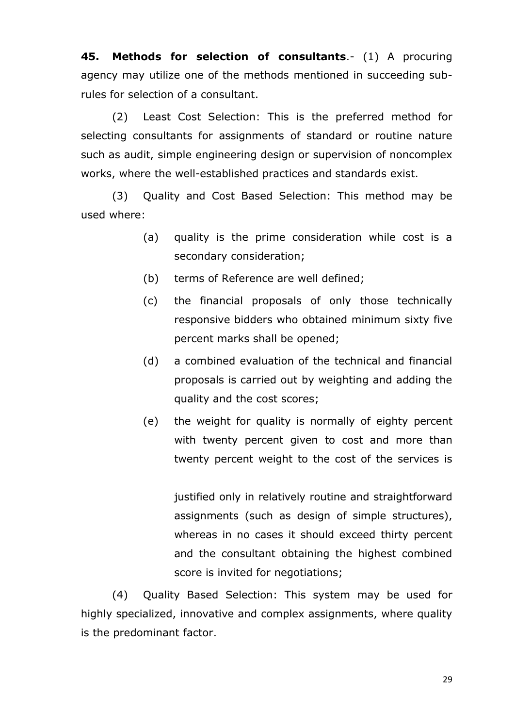**45. Methods for selection of consultants**.- (1) A procuring agency may utilize one of the methods mentioned in succeeding sub-rules for selection of a consultant.

(2) Least Cost Selection: This is the preferred method for selecting consultants for assignments of standard or routine nature such as audit, simple engineering design or supervision of noncomplex works, where the well-established practices and standards exist.

(3) Quality and Cost Based Selection: This method may be used where:

- (a) quality is the prime consideration while cost is a secondary consideration;
- (b) terms of Reference are well defined;
- (c) the financial proposals of only those technically responsive bidders who obtained minimum sixty five percent marks shall be opened;
- (d) a combined evaluation of the technical and financial proposals is carried out by weighting and adding the quality and the cost scores;
- (e) the weight for quality is normally of eighty percent with twenty percent given to cost and more than twenty percent weight to the cost of the services is justified only in relatively routine and straightforward assignments (such as design of simple structures), whereas in no cases it should exceed thirty percent and the consultant obtaining the highest combined score is invited for negotiations;

(4) Quality Based Selection: This system may be used for highly specialized, innovative and complex assignments, where quality is the predominant factor.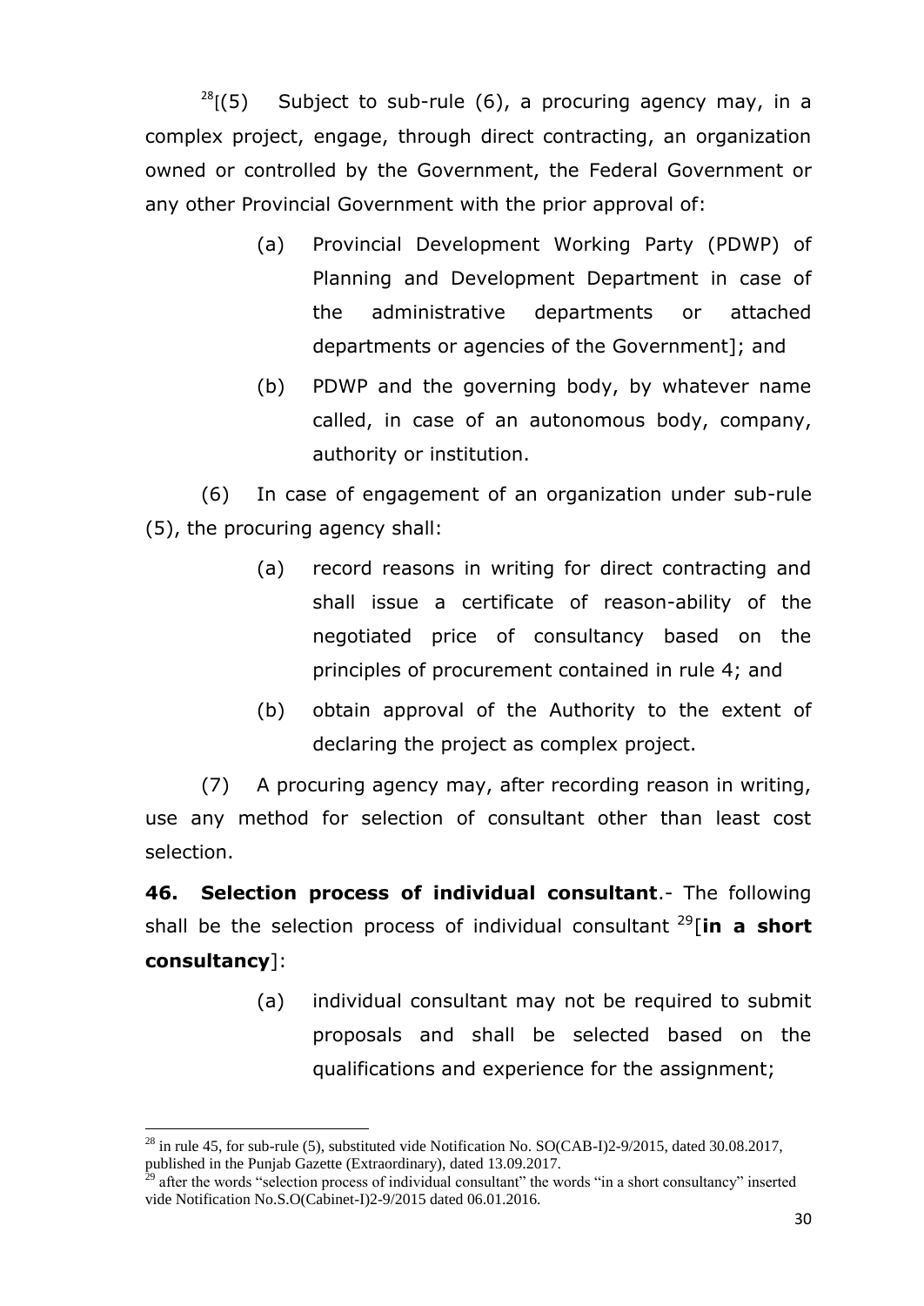[28][(5) Subject to sub-rule (6), a procuring agency may, in a complex project, engage, through direct contracting, an organization owned or controlled by the Government, the Federal Government or any other Provincial Government with the prior approval of:

(a) Provincial Development Working Party (PDWP) of Planning and Development Department in case of the administrative departments or attached departments or agencies of the Government]; and

(b) PDWP and the governing body, by whatever name called, in case of an autonomous body, company, authority or institution.

(6) In case of engagement of an organization under sub-rule (5), the procuring agency shall:

(a) record reasons in writing for direct contracting and shall issue a certificate of reason-ability of the negotiated price of consultancy based on the principles of procurement contained in rule 4; and

(b) obtain approval of the Authority to the extent of declaring the project as complex project.

(7) A procuring agency may, after recording reason in writing, use any method for selection of consultant other than least cost selection.

**46. Selection process of individual consultant**.- The following shall be the selection process of individual consultant [29][**in a short consultancy**]:

(a) individual consultant may not be required to submit proposals and shall be selected based on the qualifications and experience for the assignment;

---

[28] in rule 45, for sub-rule (5), substituted vide Notification No. SO(CAB-I)2-9/2015, dated 30.08.2017, published in the Punjab Gazette (Extraordinary), dated 13.09.2017.

[29] after the words "selection process of individual consultant" the words "in a short consultancy" inserted vide Notification No.S.O(Cabinet-I)2-9/2015 dated 06.01.2016.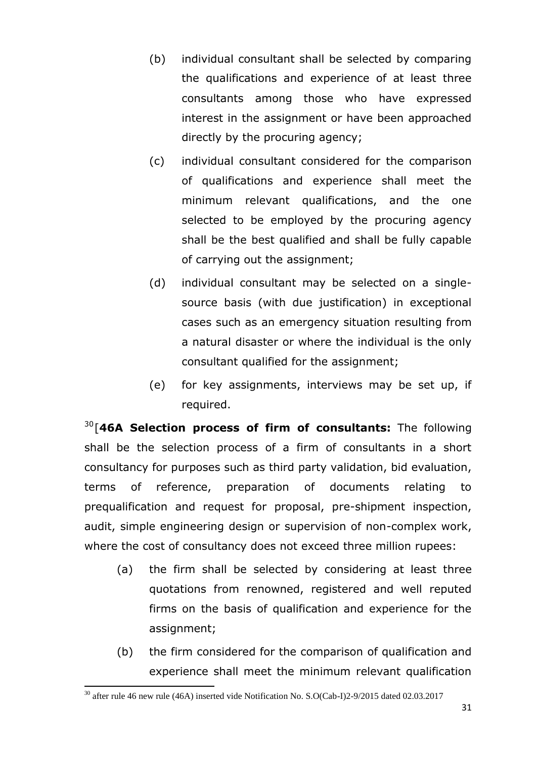(b) individual consultant shall be selected by comparing the qualifications and experience of at least three consultants among those who have expressed interest in the assignment or have been approached directly by the procuring agency;

(c) individual consultant considered for the comparison of qualifications and experience shall meet the minimum relevant qualifications, and the one selected to be employed by the procuring agency shall be the best qualified and shall be fully capable of carrying out the assignment;

(d) individual consultant may be selected on a single-source basis (with due justification) in exceptional cases such as an emergency situation resulting from a natural disaster or where the individual is the only consultant qualified for the assignment;

(e) for key assignments, interviews may be set up, if required.

[30][**46A Selection process of firm of consultants:** The following shall be the selection process of a firm of consultants in a short consultancy for purposes such as third party validation, bid evaluation, terms of reference, preparation of documents relating to prequalification and request for proposal, pre-shipment inspection, audit, simple engineering design or supervision of non-complex work, where the cost of consultancy does not exceed three million rupees:

(a) the firm shall be selected by considering at least three quotations from renowned, registered and well reputed firms on the basis of qualification and experience for the assignment;

(b) the firm considered for the comparison of qualification and experience shall meet the minimum relevant qualification

---

[30] after rule 46 new rule (46A) inserted vide Notification No. S.O(Cab-I)2-9/2015 dated 02.03.2017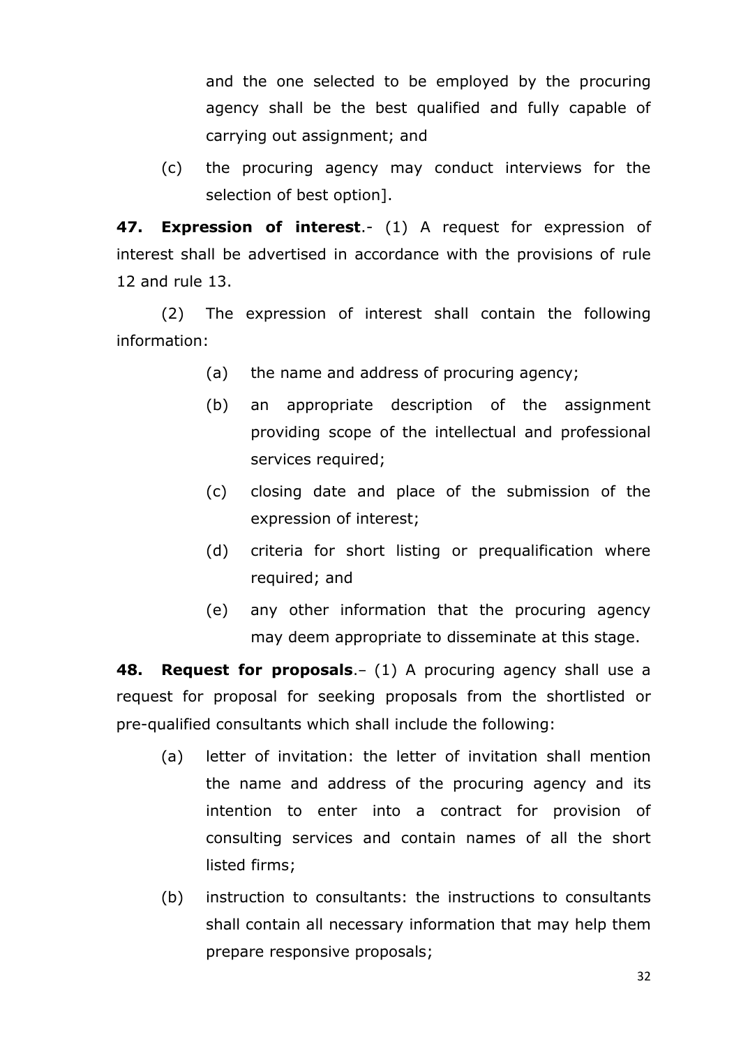and the one selected to be employed by the procuring agency shall be the best qualified and fully capable of carrying out assignment; and

(c) the procuring agency may conduct interviews for the selection of best option].

**47. Expression of interest**.- (1) A request for expression of interest shall be advertised in accordance with the provisions of rule 12 and rule 13.

(2) The expression of interest shall contain the following information:

(a) the name and address of procuring agency;

(b) an appropriate description of the assignment providing scope of the intellectual and professional services required;

(c) closing date and place of the submission of the expression of interest;

(d) criteria for short listing or prequalification where required; and

(e) any other information that the procuring agency may deem appropriate to disseminate at this stage.

**48. Request for proposals**.– (1) A procuring agency shall use a request for proposal for seeking proposals from the shortlisted or pre-qualified consultants which shall include the following:

(a) letter of invitation: the letter of invitation shall mention the name and address of the procuring agency and its intention to enter into a contract for provision of consulting services and contain names of all the short listed firms;

(b) instruction to consultants: the instructions to consultants shall contain all necessary information that may help them prepare responsive proposals;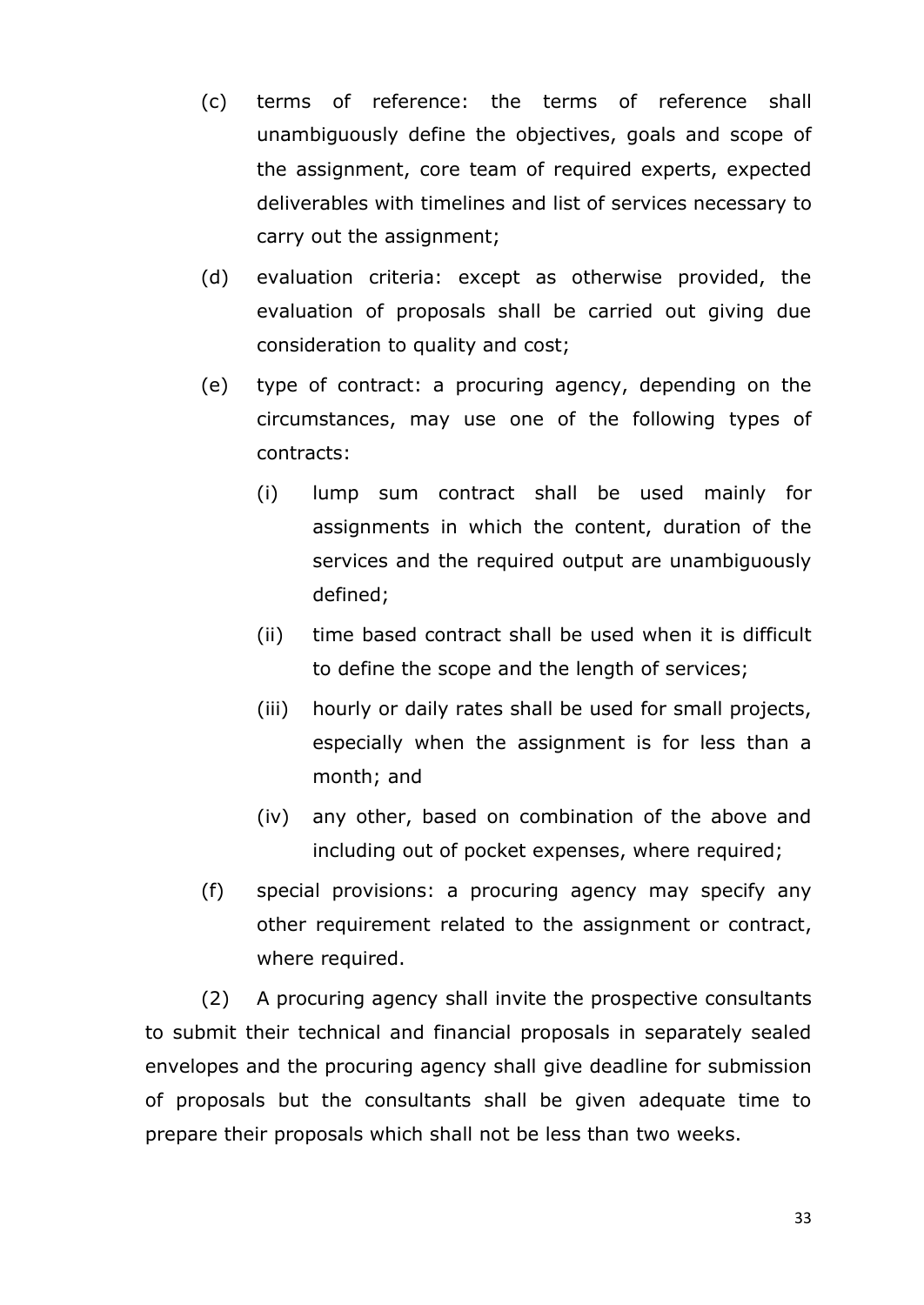(c) terms of reference: the terms of reference shall unambiguously define the objectives, goals and scope of the assignment, core team of required experts, expected deliverables with timelines and list of services necessary to carry out the assignment;

(d) evaluation criteria: except as otherwise provided, the evaluation of proposals shall be carried out giving due consideration to quality and cost;

(e) type of contract: a procuring agency, depending on the circumstances, may use one of the following types of contracts:

  (i) lump sum contract shall be used mainly for assignments in which the content, duration of the services and the required output are unambiguously defined;

  (ii) time based contract shall be used when it is difficult to define the scope and the length of services;

  (iii) hourly or daily rates shall be used for small projects, especially when the assignment is for less than a month; and

  (iv) any other, based on combination of the above and including out of pocket expenses, where required;

(f) special provisions: a procuring agency may specify any other requirement related to the assignment or contract, where required.

(2) A procuring agency shall invite the prospective consultants to submit their technical and financial proposals in separately sealed envelopes and the procuring agency shall give deadline for submission of proposals but the consultants shall be given adequate time to prepare their proposals which shall not be less than two weeks.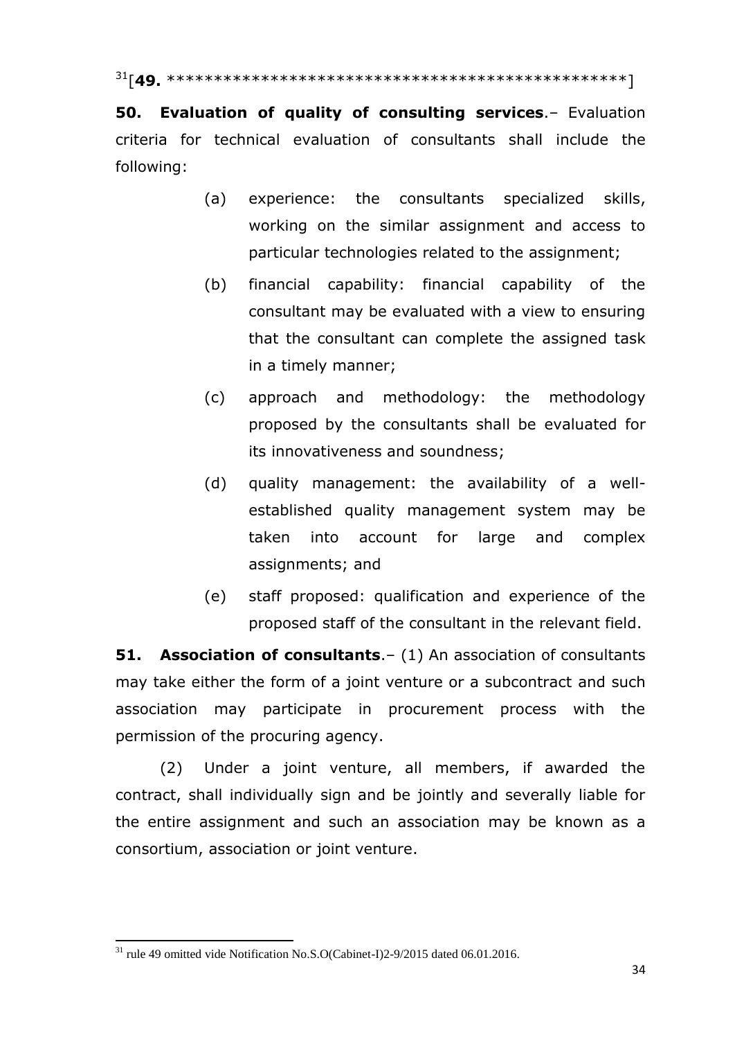[31][**49.** *************************************************]

**50. Evaluation of quality of consulting services**.– Evaluation criteria for technical evaluation of consultants shall include the following:

(a) experience: the consultants specialized skills, working on the similar assignment and access to particular technologies related to the assignment;

(b) financial capability: financial capability of the consultant may be evaluated with a view to ensuring that the consultant can complete the assigned task in a timely manner;

(c) approach and methodology: the methodology proposed by the consultants shall be evaluated for its innovativeness and soundness;

(d) quality management: the availability of a well-established quality management system may be taken into account for large and complex assignments; and

(e) staff proposed: qualification and experience of the proposed staff of the consultant in the relevant field.

**51. Association of consultants**.– (1) An association of consultants may take either the form of a joint venture or a subcontract and such association may participate in procurement process with the permission of the procuring agency.

(2) Under a joint venture, all members, if awarded the contract, shall individually sign and be jointly and severally liable for the entire assignment and such an association may be known as a consortium, association or joint venture.

---

[31] rule 49 omitted vide Notification No.S.O(Cabinet-I)2-9/2015 dated 06.01.2016.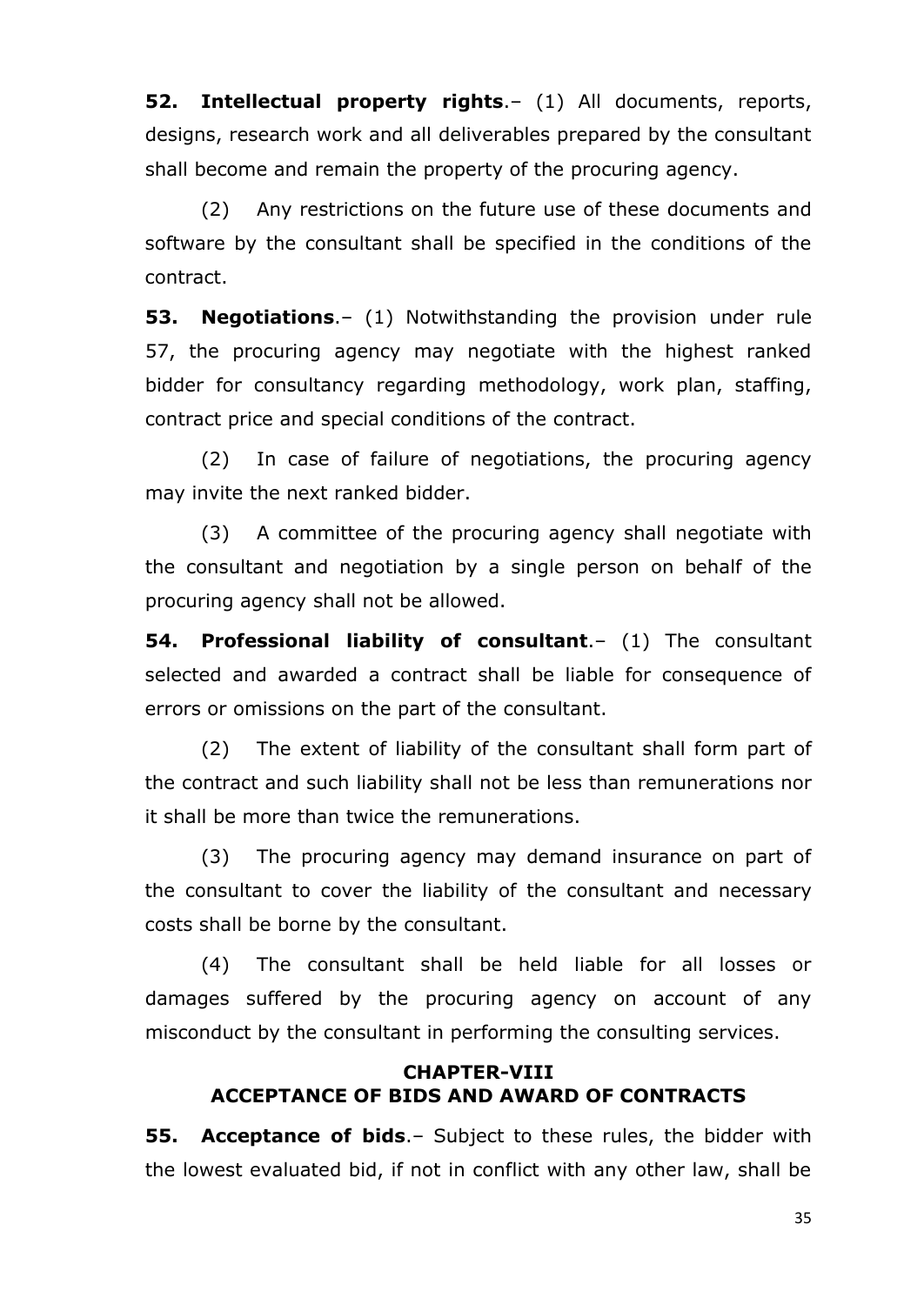**52. Intellectual property rights**.– (1) All documents, reports, designs, research work and all deliverables prepared by the consultant shall become and remain the property of the procuring agency.

(2) Any restrictions on the future use of these documents and software by the consultant shall be specified in the conditions of the contract.

**53. Negotiations**.– (1) Notwithstanding the provision under rule 57, the procuring agency may negotiate with the highest ranked bidder for consultancy regarding methodology, work plan, staffing, contract price and special conditions of the contract.

(2) In case of failure of negotiations, the procuring agency may invite the next ranked bidder.

(3) A committee of the procuring agency shall negotiate with the consultant and negotiation by a single person on behalf of the procuring agency shall not be allowed.

**54. Professional liability of consultant**.– (1) The consultant selected and awarded a contract shall be liable for consequence of errors or omissions on the part of the consultant.

(2) The extent of liability of the consultant shall form part of the contract and such liability shall not be less than remunerations nor it shall be more than twice the remunerations.

(3) The procuring agency may demand insurance on part of the consultant to cover the liability of the consultant and necessary costs shall be borne by the consultant.

(4) The consultant shall be held liable for all losses or damages suffered by the procuring agency on account of any misconduct by the consultant in performing the consulting services.

## CHAPTER-VIII
## ACCEPTANCE OF BIDS AND AWARD OF CONTRACTS

**55. Acceptance of bids**.– Subject to these rules, the bidder with the lowest evaluated bid, if not in conflict with any other law, shall be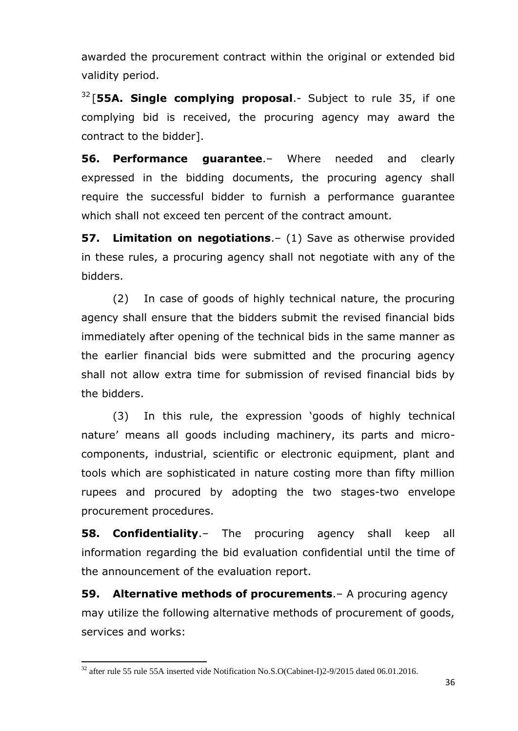awarded the procurement contract within the original or extended bid validity period.

[32][**55A. Single complying proposal**.- Subject to rule 35, if one complying bid is received, the procuring agency may award the contract to the bidder].

**56. Performance guarantee**.– Where needed and clearly expressed in the bidding documents, the procuring agency shall require the successful bidder to furnish a performance guarantee which shall not exceed ten percent of the contract amount.

**57. Limitation on negotiations**.– (1) Save as otherwise provided in these rules, a procuring agency shall not negotiate with any of the bidders.

(2) In case of goods of highly technical nature, the procuring agency shall ensure that the bidders submit the revised financial bids immediately after opening of the technical bids in the same manner as the earlier financial bids were submitted and the procuring agency shall not allow extra time for submission of revised financial bids by the bidders.

(3) In this rule, the expression 'goods of highly technical nature' means all goods including machinery, its parts and micro-components, industrial, scientific or electronic equipment, plant and tools which are sophisticated in nature costing more than fifty million rupees and procured by adopting the two stages-two envelope procurement procedures.

**58. Confidentiality**.– The procuring agency shall keep all information regarding the bid evaluation confidential until the time of the announcement of the evaluation report.

**59. Alternative methods of procurements**.– A procuring agency may utilize the following alternative methods of procurement of goods, services and works:

---

[32] after rule 55 rule 55A inserted vide Notification No.S.O(Cabinet-I)2-9/2015 dated 06.01.2016.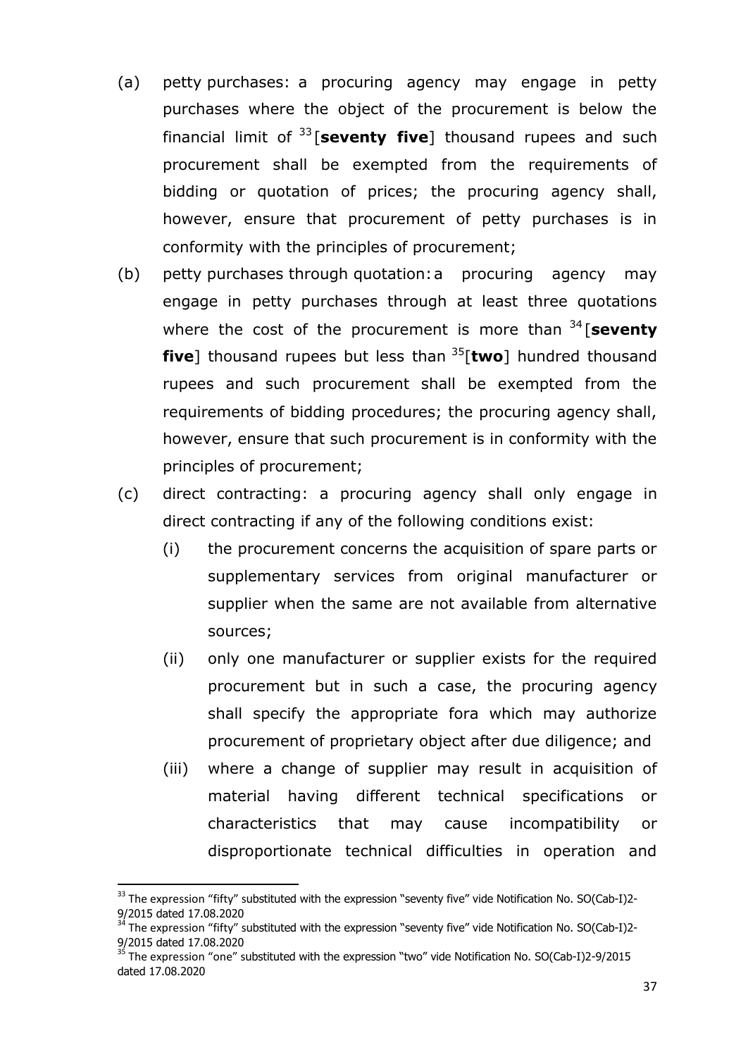(a) petty purchases: a procuring agency may engage in petty purchases where the object of the procurement is below the financial limit of [33][**seventy five**] thousand rupees and such procurement shall be exempted from the requirements of bidding or quotation of prices; the procuring agency shall, however, ensure that procurement of petty purchases is in conformity with the principles of procurement;

(b) petty purchases through quotation: a procuring agency may engage in petty purchases through at least three quotations where the cost of the procurement is more than [34][**seventy five**] thousand rupees but less than [35][**two**] hundred thousand rupees and such procurement shall be exempted from the requirements of bidding procedures; the procuring agency shall, however, ensure that such procurement is in conformity with the principles of procurement;

(c) direct contracting: a procuring agency shall only engage in direct contracting if any of the following conditions exist:

   (i) the procurement concerns the acquisition of spare parts or supplementary services from original manufacturer or supplier when the same are not available from alternative sources;

   (ii) only one manufacturer or supplier exists for the required procurement but in such a case, the procuring agency shall specify the appropriate fora which may authorize procurement of proprietary object after due diligence; and

   (iii) where a change of supplier may result in acquisition of material having different technical specifications or characteristics that may cause incompatibility or disproportionate technical difficulties in operation and

---

[33] The expression "fifty" substituted with the expression "seventy five" vide Notification No. SO(Cab-I)2-9/2015 dated 17.08.2020

[34] The expression "fifty" substituted with the expression "seventy five" vide Notification No. SO(Cab-I)2-9/2015 dated 17.08.2020

[35] The expression "one" substituted with the expression "two" vide Notification No. SO(Cab-I)2-9/2015 dated 17.08.2020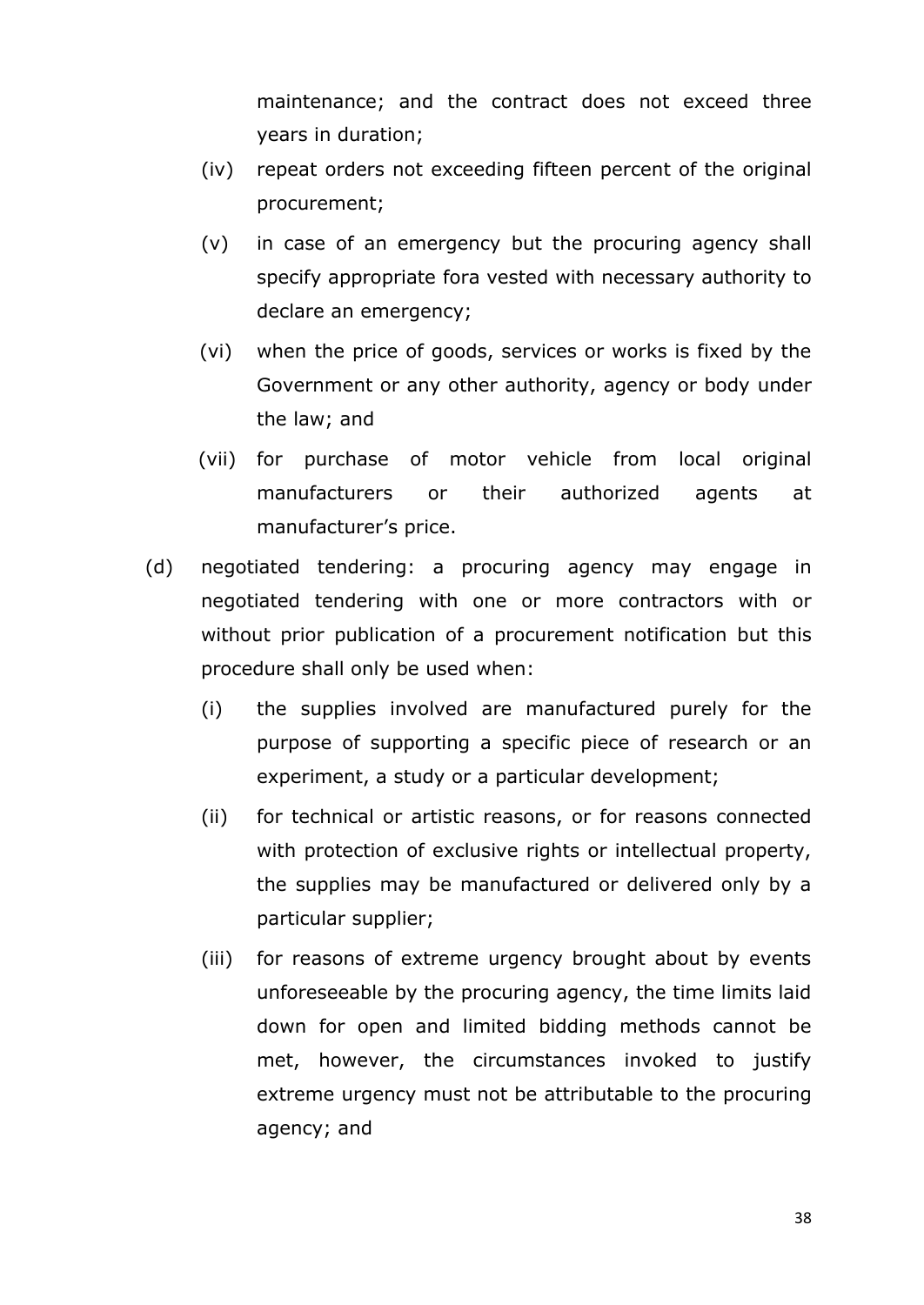maintenance; and the contract does not exceed three years in duration;

(iv) repeat orders not exceeding fifteen percent of the original procurement;

(v) in case of an emergency but the procuring agency shall specify appropriate fora vested with necessary authority to declare an emergency;

(vi) when the price of goods, services or works is fixed by the Government or any other authority, agency or body under the law; and

(vii) for purchase of motor vehicle from local original manufacturers or their authorized agents at manufacturer's price.

(d) negotiated tendering: a procuring agency may engage in negotiated tendering with one or more contractors with or without prior publication of a procurement notification but this procedure shall only be used when:

(i) the supplies involved are manufactured purely for the purpose of supporting a specific piece of research or an experiment, a study or a particular development;

(ii) for technical or artistic reasons, or for reasons connected with protection of exclusive rights or intellectual property, the supplies may be manufactured or delivered only by a particular supplier;

(iii) for reasons of extreme urgency brought about by events unforeseeable by the procuring agency, the time limits laid down for open and limited bidding methods cannot be met, however, the circumstances invoked to justify extreme urgency must not be attributable to the procuring agency; and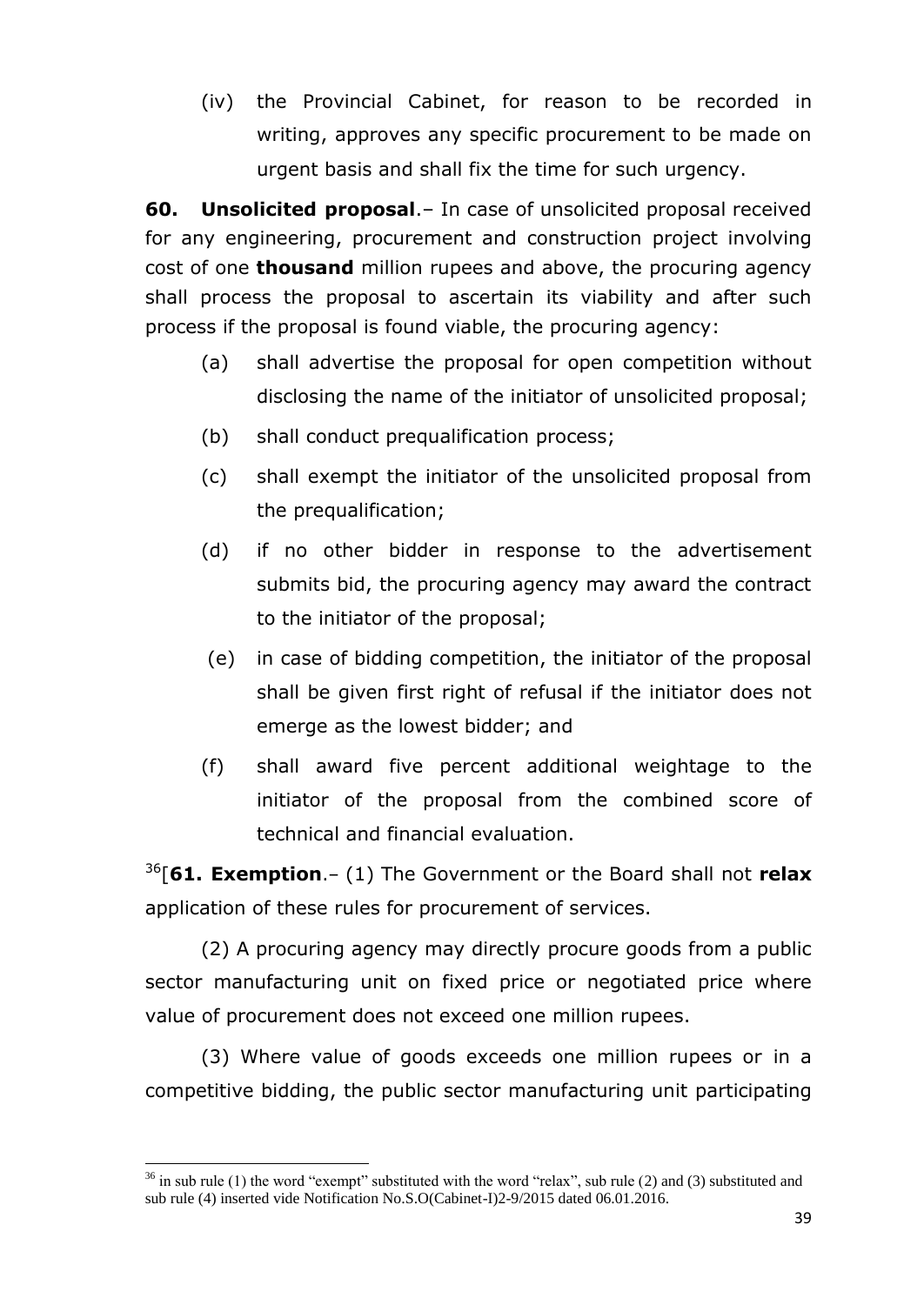(iv) the Provincial Cabinet, for reason to be recorded in writing, approves any specific procurement to be made on urgent basis and shall fix the time for such urgency.

**60. Unsolicited proposal**.– In case of unsolicited proposal received for any engineering, procurement and construction project involving cost of one **thousand** million rupees and above, the procuring agency shall process the proposal to ascertain its viability and after such process if the proposal is found viable, the procuring agency:

(a) shall advertise the proposal for open competition without disclosing the name of the initiator of unsolicited proposal;

(b) shall conduct prequalification process;

(c) shall exempt the initiator of the unsolicited proposal from the prequalification;

(d) if no other bidder in response to the advertisement submits bid, the procuring agency may award the contract to the initiator of the proposal;

(e) in case of bidding competition, the initiator of the proposal shall be given first right of refusal if the initiator does not emerge as the lowest bidder; and

(f) shall award five percent additional weightage to the initiator of the proposal from the combined score of technical and financial evaluation.

[36][**61. Exemption**.– (1) The Government or the Board shall not **relax** application of these rules for procurement of services.

(2) A procuring agency may directly procure goods from a public sector manufacturing unit on fixed price or negotiated price where value of procurement does not exceed one million rupees.

(3) Where value of goods exceeds one million rupees or in a competitive bidding, the public sector manufacturing unit participating

---

[36] in sub rule (1) the word "exempt" substituted with the word "relax", sub rule (2) and (3) substituted and sub rule (4) inserted vide Notification No.S.O(Cabinet-I)2-9/2015 dated 06.01.2016.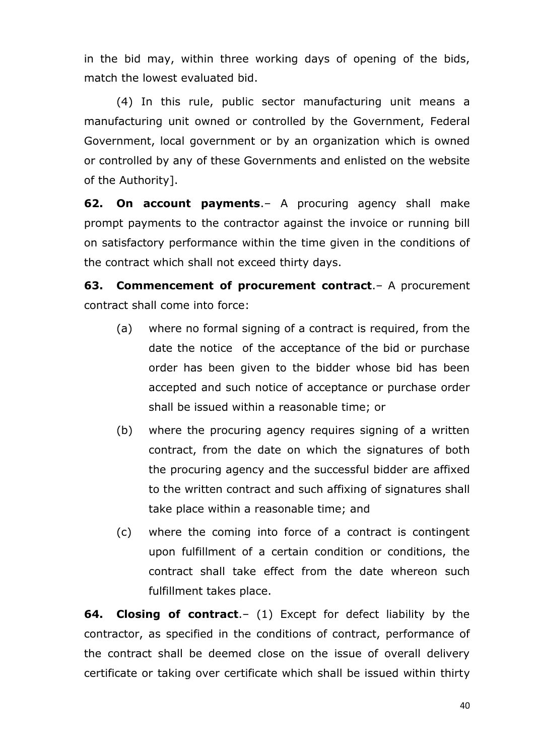in the bid may, within three working days of opening of the bids, match the lowest evaluated bid.

(4) In this rule, public sector manufacturing unit means a manufacturing unit owned or controlled by the Government, Federal Government, local government or by an organization which is owned or controlled by any of these Governments and enlisted on the website of the Authority].

**62. On account payments**.– A procuring agency shall make prompt payments to the contractor against the invoice or running bill on satisfactory performance within the time given in the conditions of the contract which shall not exceed thirty days.

**63. Commencement of procurement contract**.– A procurement contract shall come into force:

(a) where no formal signing of a contract is required, from the date the notice of the acceptance of the bid or purchase order has been given to the bidder whose bid has been accepted and such notice of acceptance or purchase order shall be issued within a reasonable time; or

(b) where the procuring agency requires signing of a written contract, from the date on which the signatures of both the procuring agency and the successful bidder are affixed to the written contract and such affixing of signatures shall take place within a reasonable time; and

(c) where the coming into force of a contract is contingent upon fulfillment of a certain condition or conditions, the contract shall take effect from the date whereon such fulfillment takes place.

**64. Closing of contract**.– (1) Except for defect liability by the contractor, as specified in the conditions of contract, performance of the contract shall be deemed close on the issue of overall delivery certificate or taking over certificate which shall be issued within thirty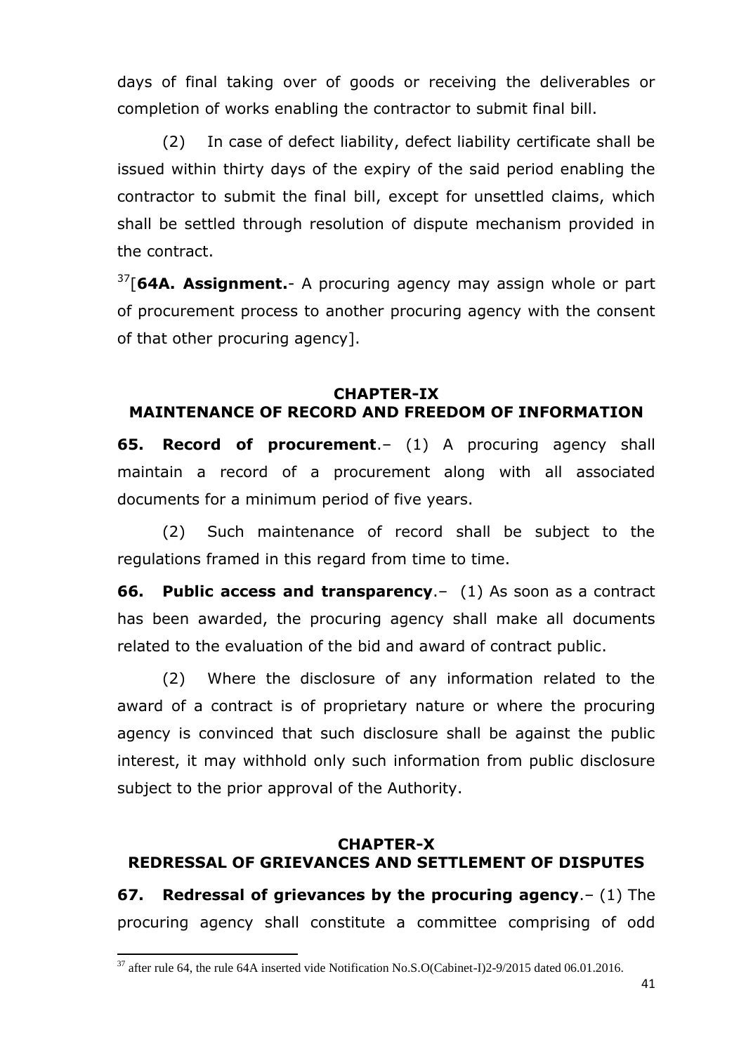days of final taking over of goods or receiving the deliverables or completion of works enabling the contractor to submit final bill.

(2) In case of defect liability, defect liability certificate shall be issued within thirty days of the expiry of the said period enabling the contractor to submit the final bill, except for unsettled claims, which shall be settled through resolution of dispute mechanism provided in the contract.

[37][**64A. Assignment.**- A procuring agency may assign whole or part of procurement process to another procuring agency with the consent of that other procuring agency].

## CHAPTER-IX
## MAINTENANCE OF RECORD AND FREEDOM OF INFORMATION

**65. Record of procurement**.– (1) A procuring agency shall maintain a record of a procurement along with all associated documents for a minimum period of five years.

(2) Such maintenance of record shall be subject to the regulations framed in this regard from time to time.

**66. Public access and transparency**.– (1) As soon as a contract has been awarded, the procuring agency shall make all documents related to the evaluation of the bid and award of contract public.

(2) Where the disclosure of any information related to the award of a contract is of proprietary nature or where the procuring agency is convinced that such disclosure shall be against the public interest, it may withhold only such information from public disclosure subject to the prior approval of the Authority.

## CHAPTER-X
## REDRESSAL OF GRIEVANCES AND SETTLEMENT OF DISPUTES

**67. Redressal of grievances by the procuring agency**.– (1) The procuring agency shall constitute a committee comprising of odd

---

[37] after rule 64, the rule 64A inserted vide Notification No.S.O(Cabinet-I)2-9/2015 dated 06.01.2016.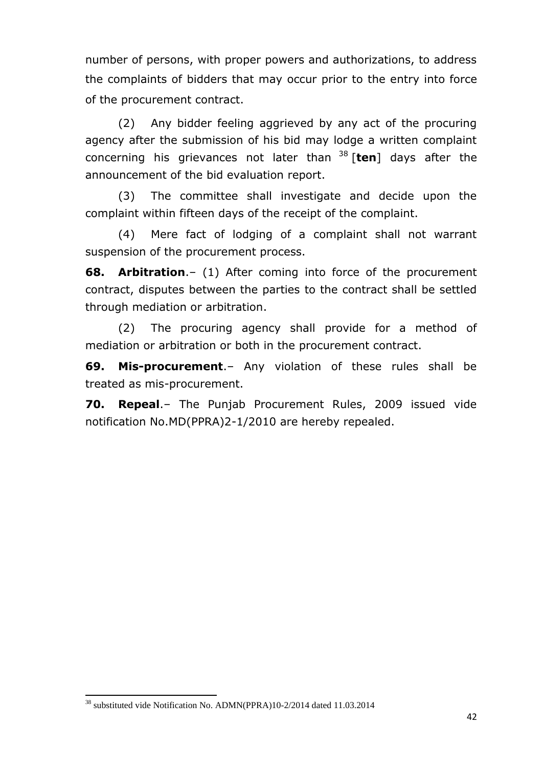number of persons, with proper powers and authorizations, to address the complaints of bidders that may occur prior to the entry into force of the procurement contract.

(2) Any bidder feeling aggrieved by any act of the procuring agency after the submission of his bid may lodge a written complaint concerning his grievances not later than [38] [**ten**] days after the announcement of the bid evaluation report.

(3) The committee shall investigate and decide upon the complaint within fifteen days of the receipt of the complaint.

(4) Mere fact of lodging of a complaint shall not warrant suspension of the procurement process.

**68. Arbitration**.– (1) After coming into force of the procurement contract, disputes between the parties to the contract shall be settled through mediation or arbitration.

(2) The procuring agency shall provide for a method of mediation or arbitration or both in the procurement contract.

**69. Mis-procurement**.– Any violation of these rules shall be treated as mis-procurement.

**70. Repeal**.– The Punjab Procurement Rules, 2009 issued vide notification No.MD(PPRA)2-1/2010 are hereby repealed.

---

[38] substituted vide Notification No. ADMN(PPRA)10-2/2014 dated 11.03.2014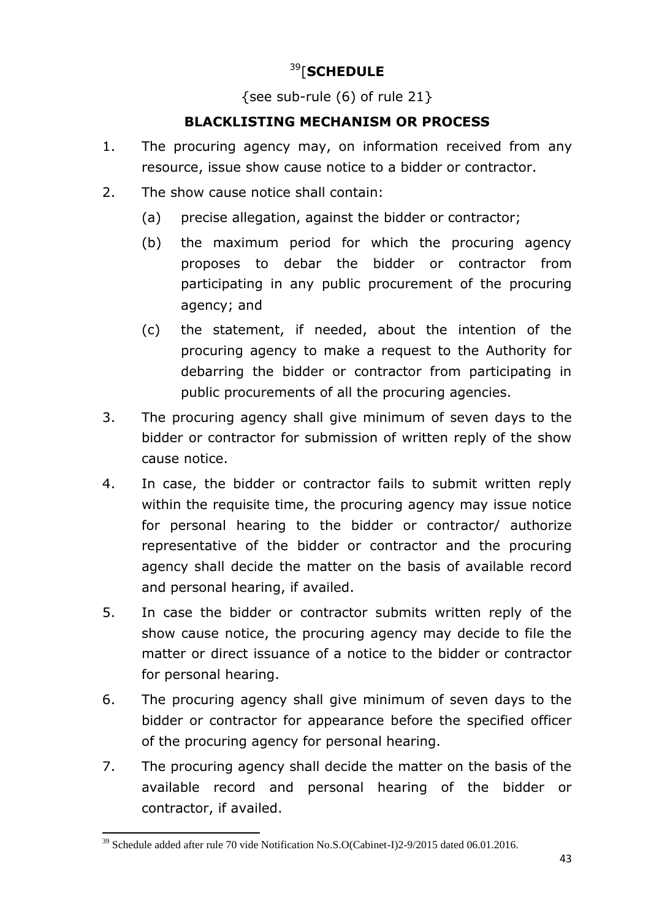# [39][**SCHEDULE**

{see sub-rule (6) of rule 21}

## BLACKLISTING MECHANISM OR PROCESS

1. The procuring agency may, on information received from any resource, issue show cause notice to a bidder or contractor.

2. The show cause notice shall contain:

   (a) precise allegation, against the bidder or contractor;

   (b) the maximum period for which the procuring agency proposes to debar the bidder or contractor from participating in any public procurement of the procuring agency; and

   (c) the statement, if needed, about the intention of the procuring agency to make a request to the Authority for debarring the bidder or contractor from participating in public procurements of all the procuring agencies.

3. The procuring agency shall give minimum of seven days to the bidder or contractor for submission of written reply of the show cause notice.

4. In case, the bidder or contractor fails to submit written reply within the requisite time, the procuring agency may issue notice for personal hearing to the bidder or contractor/ authorize representative of the bidder or contractor and the procuring agency shall decide the matter on the basis of available record and personal hearing, if availed.

5. In case the bidder or contractor submits written reply of the show cause notice, the procuring agency may decide to file the matter or direct issuance of a notice to the bidder or contractor for personal hearing.

6. The procuring agency shall give minimum of seven days to the bidder or contractor for appearance before the specified officer of the procuring agency for personal hearing.

7. The procuring agency shall decide the matter on the basis of the available record and personal hearing of the bidder or contractor, if availed.

---

[39] Schedule added after rule 70 vide Notification No.S.O(Cabinet-I)2-9/2015 dated 06.01.2016.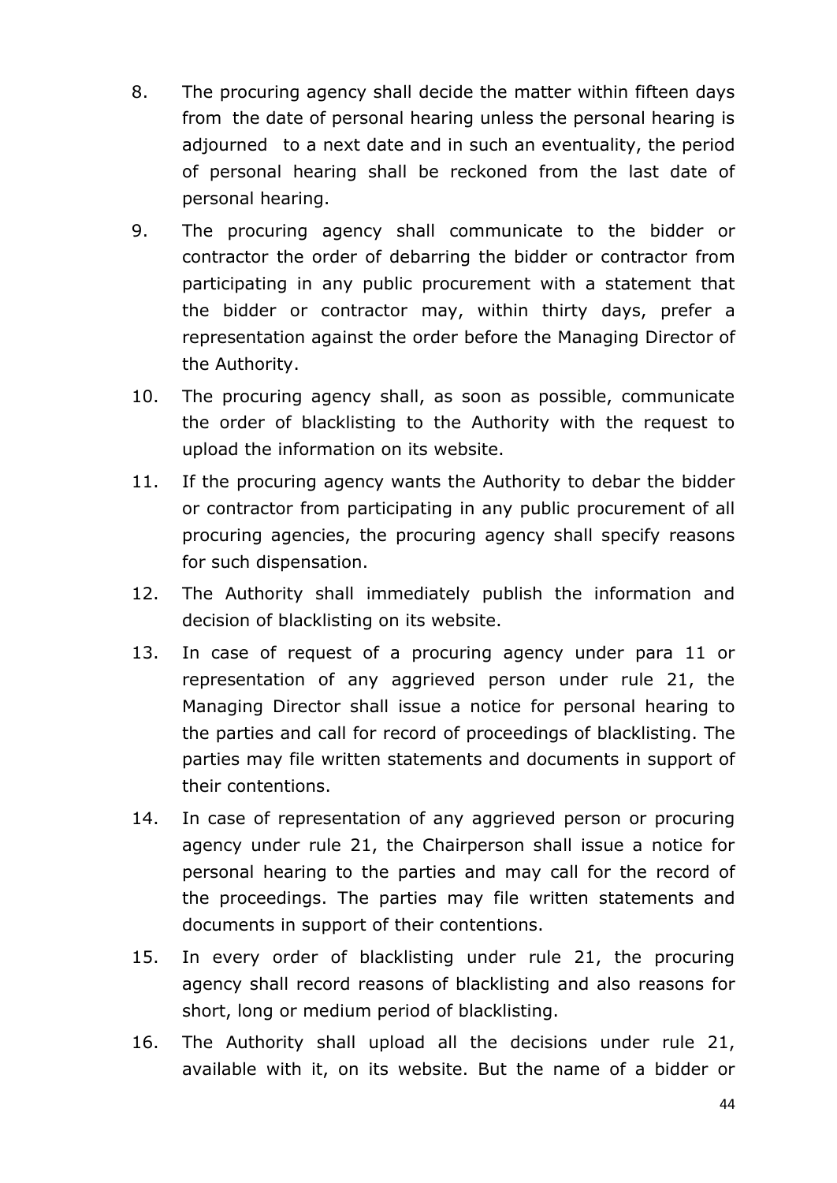8. The procuring agency shall decide the matter within fifteen days from the date of personal hearing unless the personal hearing is adjourned to a next date and in such an eventuality, the period of personal hearing shall be reckoned from the last date of personal hearing.

9. The procuring agency shall communicate to the bidder or contractor the order of debarring the bidder or contractor from participating in any public procurement with a statement that the bidder or contractor may, within thirty days, prefer a representation against the order before the Managing Director of the Authority.

10. The procuring agency shall, as soon as possible, communicate the order of blacklisting to the Authority with the request to upload the information on its website.

11. If the procuring agency wants the Authority to debar the bidder or contractor from participating in any public procurement of all procuring agencies, the procuring agency shall specify reasons for such dispensation.

12. The Authority shall immediately publish the information and decision of blacklisting on its website.

13. In case of request of a procuring agency under para 11 or representation of any aggrieved person under rule 21, the Managing Director shall issue a notice for personal hearing to the parties and call for record of proceedings of blacklisting. The parties may file written statements and documents in support of their contentions.

14. In case of representation of any aggrieved person or procuring agency under rule 21, the Chairperson shall issue a notice for personal hearing to the parties and may call for the record of the proceedings. The parties may file written statements and documents in support of their contentions.

15. In every order of blacklisting under rule 21, the procuring agency shall record reasons of blacklisting and also reasons for short, long or medium period of blacklisting.

16. The Authority shall upload all the decisions under rule 21, available with it, on its website. But the name of a bidder or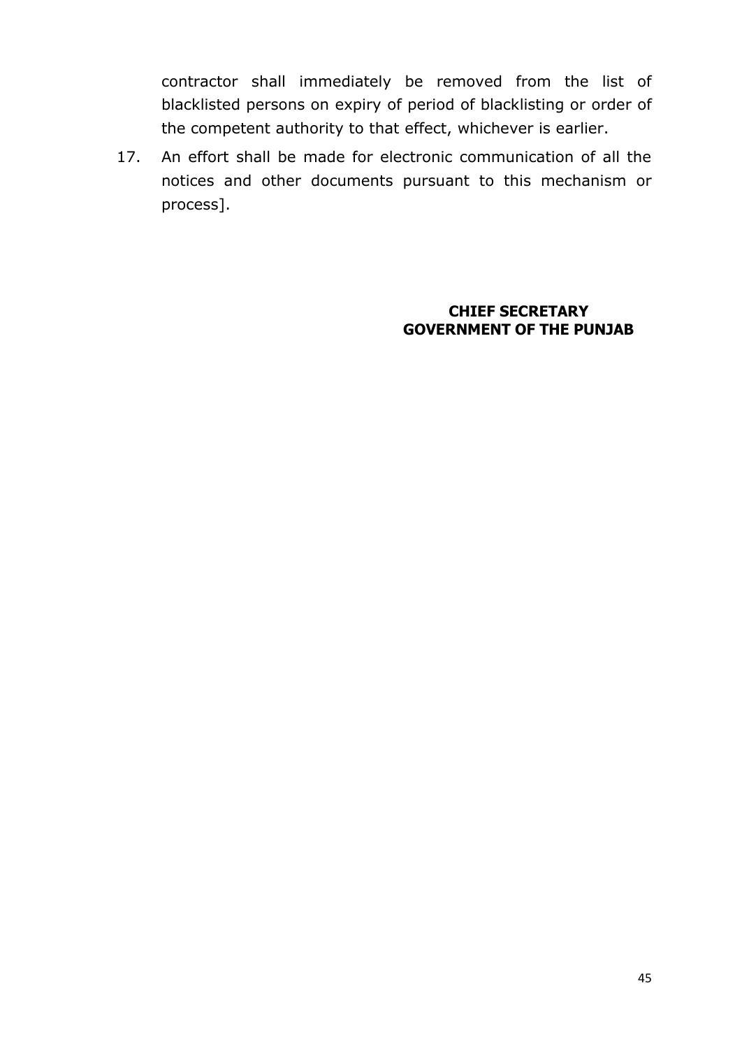contractor shall immediately be removed from the list of blacklisted persons on expiry of period of blacklisting or order of the competent authority to that effect, whichever is earlier.

17. An effort shall be made for electronic communication of all the notices and other documents pursuant to this mechanism or process].

**CHIEF SECRETARY**
**GOVERNMENT OF THE PUNJAB**